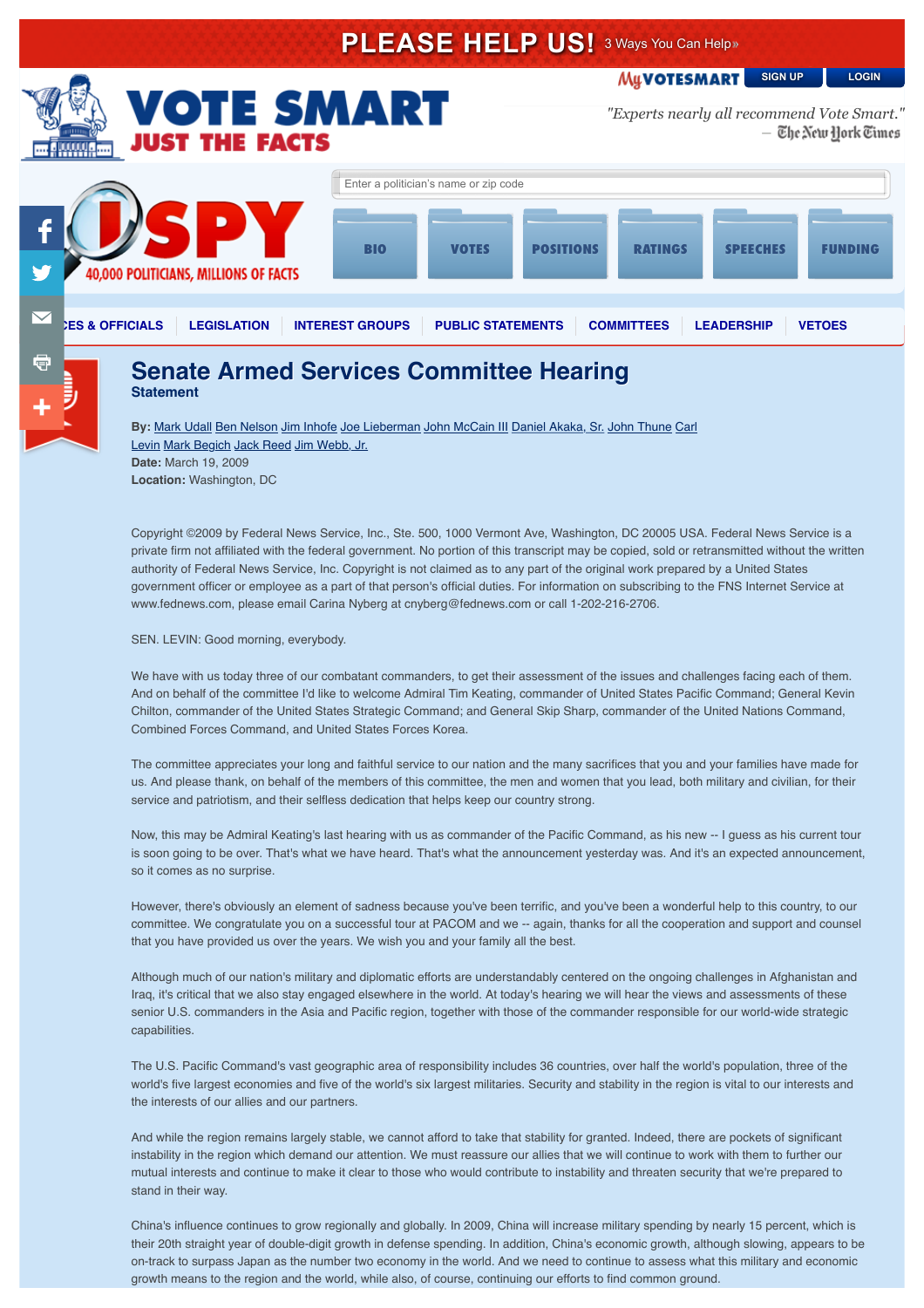# Senate Armed Services Committee Hearing

**Statement**

**By:** Mark Udall Ben Nelson Jim Inhofe Joe Lieberman John McCain III Daniel Akaka, Sr. John Thune Carl Levin Mark Begich Jack Reed Jim Webb, Jr.
**Date:** March 19, 2009
**Location:** Washington, DC

Copyright ©2009 by Federal News Service, Inc., Ste. 500, 1000 Vermont Ave, Washington, DC 20005 USA. Federal News Service is a private firm not affiliated with the federal government. No portion of this transcript may be copied, sold or retransmitted without the written authority of Federal News Service, Inc. Copyright is not claimed as to any part of the original work prepared by a United States government officer or employee as a part of that person's official duties. For information on subscribing to the FNS Internet Service at www.fednews.com, please email Carina Nyberg at cnyberg@fednews.com or call 1-202-216-2706.

SEN. LEVIN: Good morning, everybody.

We have with us today three of our combatant commanders, to get their assessment of the issues and challenges facing each of them. And on behalf of the committee I'd like to welcome Admiral Tim Keating, commander of United States Pacific Command; General Kevin Chilton, commander of the United States Strategic Command; and General Skip Sharp, commander of the United Nations Command, Combined Forces Command, and United States Forces Korea.

The committee appreciates your long and faithful service to our nation and the many sacrifices that you and your families have made for us. And please thank, on behalf of the members of this committee, the men and women that you lead, both military and civilian, for their service and patriotism, and their selfless dedication that helps keep our country strong.

Now, this may be Admiral Keating's last hearing with us as commander of the Pacific Command, as his new -- I guess as his current tour is soon going to be over. That's what we have heard. That's what the announcement yesterday was. And it's an expected announcement, so it comes as no surprise.

However, there's obviously an element of sadness because you've been terrific, and you've been a wonderful help to this country, to our committee. We congratulate you on a successful tour at PACOM and we -- again, thanks for all the cooperation and support and counsel that you have provided us over the years. We wish you and your family all the best.

Although much of our nation's military and diplomatic efforts are understandably centered on the ongoing challenges in Afghanistan and Iraq, it's critical that we also stay engaged elsewhere in the world. At today's hearing we will hear the views and assessments of these senior U.S. commanders in the Asia and Pacific region, together with those of the commander responsible for our world-wide strategic capabilities.

The U.S. Pacific Command's vast geographic area of responsibility includes 36 countries, over half the world's population, three of the world's five largest economies and five of the world's six largest militaries. Security and stability in the region is vital to our interests and the interests of our allies and our partners.

And while the region remains largely stable, we cannot afford to take that stability for granted. Indeed, there are pockets of significant instability in the region which demand our attention. We must reassure our allies that we will continue to work with them to further our mutual interests and continue to make it clear to those who would contribute to instability and threaten security that we're prepared to stand in their way.

China's influence continues to grow regionally and globally. In 2009, China will increase military spending by nearly 15 percent, which is their 20th straight year of double-digit growth in defense spending. In addition, China's economic growth, although slowing, appears to be on-track to surpass Japan as the number two economy in the world. And we need to continue to assess what this military and economic growth means to the region and the world, while also, of course, continuing our efforts to find common ground.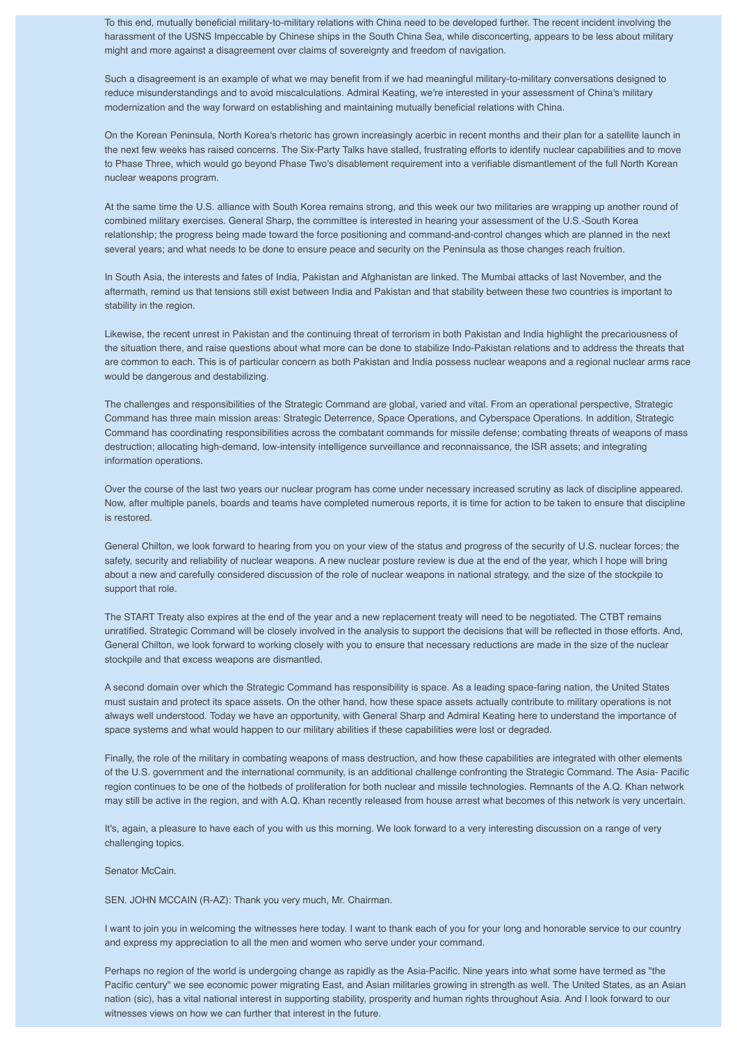To this end, mutually beneficial military-to-military relations with China need to be developed further. The recent incident involving the harassment of the USNS Impeccable by Chinese ships in the South China Sea, while disconcerting, appears to be less about military might and more against a disagreement over claims of sovereignty and freedom of navigation.

Such a disagreement is an example of what we may benefit from if we had meaningful military-to-military conversations designed to reduce misunderstandings and to avoid miscalculations. Admiral Keating, we're interested in your assessment of China's military modernization and the way forward on establishing and maintaining mutually beneficial relations with China.

On the Korean Peninsula, North Korea's rhetoric has grown increasingly acerbic in recent months and their plan for a satellite launch in the next few weeks has raised concerns. The Six-Party Talks have stalled, frustrating efforts to identify nuclear capabilities and to move to Phase Three, which would go beyond Phase Two's disablement requirement into a verifiable dismantlement of the full North Korean nuclear weapons program.

At the same time the U.S. alliance with South Korea remains strong, and this week our two militaries are wrapping up another round of combined military exercises. General Sharp, the committee is interested in hearing your assessment of the U.S.-South Korea relationship; the progress being made toward the force positioning and command-and-control changes which are planned in the next several years; and what needs to be done to ensure peace and security on the Peninsula as those changes reach fruition.

In South Asia, the interests and fates of India, Pakistan and Afghanistan are linked. The Mumbai attacks of last November, and the aftermath, remind us that tensions still exist between India and Pakistan and that stability between these two countries is important to stability in the region.

Likewise, the recent unrest in Pakistan and the continuing threat of terrorism in both Pakistan and India highlight the precariousness of the situation there, and raise questions about what more can be done to stabilize Indo-Pakistan relations and to address the threats that are common to each. This is of particular concern as both Pakistan and India possess nuclear weapons and a regional nuclear arms race would be dangerous and destabilizing.

The challenges and responsibilities of the Strategic Command are global, varied and vital. From an operational perspective, Strategic Command has three main mission areas: Strategic Deterrence, Space Operations, and Cyberspace Operations. In addition, Strategic Command has coordinating responsibilities across the combatant commands for missile defense; combating threats of weapons of mass destruction; allocating high-demand, low-intensity intelligence surveillance and reconnaissance, the ISR assets; and integrating information operations.

Over the course of the last two years our nuclear program has come under necessary increased scrutiny as lack of discipline appeared. Now, after multiple panels, boards and teams have completed numerous reports, it is time for action to be taken to ensure that discipline is restored.

General Chilton, we look forward to hearing from you on your view of the status and progress of the security of U.S. nuclear forces; the safety, security and reliability of nuclear weapons. A new nuclear posture review is due at the end of the year, which I hope will bring about a new and carefully considered discussion of the role of nuclear weapons in national strategy, and the size of the stockpile to support that role.

The START Treaty also expires at the end of the year and a new replacement treaty will need to be negotiated. The CTBT remains unratified. Strategic Command will be closely involved in the analysis to support the decisions that will be reflected in those efforts. And, General Chilton, we look forward to working closely with you to ensure that necessary reductions are made in the size of the nuclear stockpile and that excess weapons are dismantled.

A second domain over which the Strategic Command has responsibility is space. As a leading space-faring nation, the United States must sustain and protect its space assets. On the other hand, how these space assets actually contribute to military operations is not always well understood. Today we have an opportunity, with General Sharp and Admiral Keating here to understand the importance of space systems and what would happen to our military abilities if these capabilities were lost or degraded.

Finally, the role of the military in combating weapons of mass destruction, and how these capabilities are integrated with other elements of the U.S. government and the international community, is an additional challenge confronting the Strategic Command. The Asia- Pacific region continues to be one of the hotbeds of proliferation for both nuclear and missile technologies. Remnants of the A.Q. Khan network may still be active in the region, and with A.Q. Khan recently released from house arrest what becomes of this network is very uncertain.

It's, again, a pleasure to have each of you with us this morning. We look forward to a very interesting discussion on a range of very challenging topics.

Senator McCain.

SEN. JOHN MCCAIN (R-AZ): Thank you very much, Mr. Chairman.

I want to join you in welcoming the witnesses here today. I want to thank each of you for your long and honorable service to our country and express my appreciation to all the men and women who serve under your command.

Perhaps no region of the world is undergoing change as rapidly as the Asia-Pacific. Nine years into what some have termed as "the Pacific century" we see economic power migrating East, and Asian militaries growing in strength as well. The United States, as an Asian nation (sic), has a vital national interest in supporting stability, prosperity and human rights throughout Asia. And I look forward to our witnesses views on how we can further that interest in the future.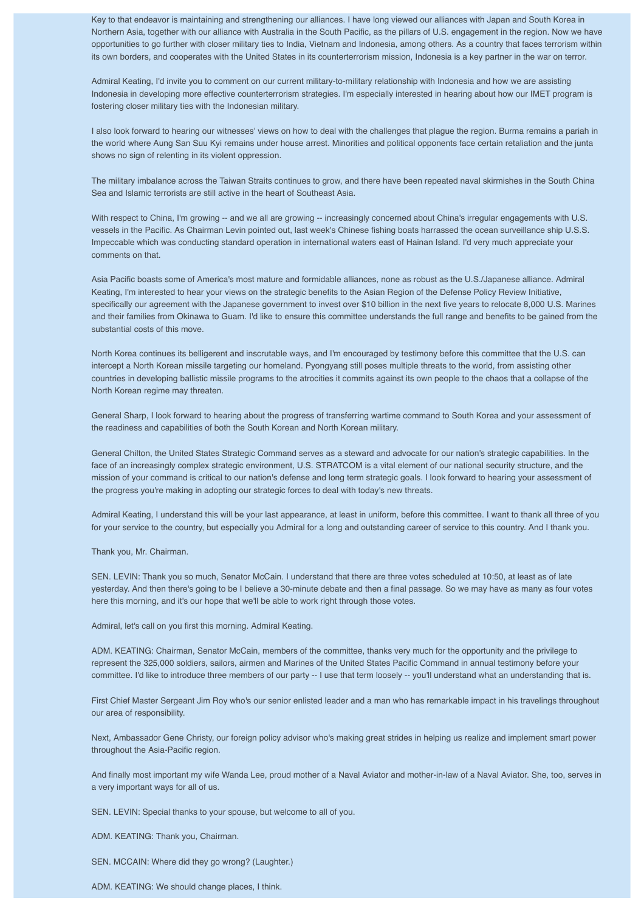Key to that endeavor is maintaining and strengthening our alliances. I have long viewed our alliances with Japan and South Korea in Northern Asia, together with our alliance with Australia in the South Pacific, as the pillars of U.S. engagement in the region. Now we have opportunities to go further with closer military ties to India, Vietnam and Indonesia, among others. As a country that faces terrorism within its own borders, and cooperates with the United States in its counterterrorism mission, Indonesia is a key partner in the war on terror.

Admiral Keating, I'd invite you to comment on our current military-to-military relationship with Indonesia and how we are assisting Indonesia in developing more effective counterterrorism strategies. I'm especially interested in hearing about how our IMET program is fostering closer military ties with the Indonesian military.

I also look forward to hearing our witnesses' views on how to deal with the challenges that plague the region. Burma remains a pariah in the world where Aung San Suu Kyi remains under house arrest. Minorities and political opponents face certain retaliation and the junta shows no sign of relenting in its violent oppression.

The military imbalance across the Taiwan Straits continues to grow, and there have been repeated naval skirmishes in the South China Sea and Islamic terrorists are still active in the heart of Southeast Asia.

With respect to China, I'm growing -- and we all are growing -- increasingly concerned about China's irregular engagements with U.S. vessels in the Pacific. As Chairman Levin pointed out, last week's Chinese fishing boats harrassed the ocean surveillance ship U.S.S. Impeccable which was conducting standard operation in international waters east of Hainan Island. I'd very much appreciate your comments on that.

Asia Pacific boasts some of America's most mature and formidable alliances, none as robust as the U.S./Japanese alliance. Admiral Keating, I'm interested to hear your views on the strategic benefits to the Asian Region of the Defense Policy Review Initiative, specifically our agreement with the Japanese government to invest over $10 billion in the next five years to relocate 8,000 U.S. Marines and their families from Okinawa to Guam. I'd like to ensure this committee understands the full range and benefits to be gained from the substantial costs of this move.

North Korea continues its belligerent and inscrutable ways, and I'm encouraged by testimony before this committee that the U.S. can intercept a North Korean missile targeting our homeland. Pyongyang still poses multiple threats to the world, from assisting other countries in developing ballistic missile programs to the atrocities it commits against its own people to the chaos that a collapse of the North Korean regime may threaten.

General Sharp, I look forward to hearing about the progress of transferring wartime command to South Korea and your assessment of the readiness and capabilities of both the South Korean and North Korean military.

General Chilton, the United States Strategic Command serves as a steward and advocate for our nation's strategic capabilities. In the face of an increasingly complex strategic environment, U.S. STRATCOM is a vital element of our national security structure, and the mission of your command is critical to our nation's defense and long term strategic goals. I look forward to hearing your assessment of the progress you're making in adopting our strategic forces to deal with today's new threats.

Admiral Keating, I understand this will be your last appearance, at least in uniform, before this committee. I want to thank all three of you for your service to the country, but especially you Admiral for a long and outstanding career of service to this country. And I thank you.

Thank you, Mr. Chairman.

SEN. LEVIN: Thank you so much, Senator McCain. I understand that there are three votes scheduled at 10:50, at least as of late yesterday. And then there's going to be I believe a 30-minute debate and then a final passage. So we may have as many as four votes here this morning, and it's our hope that we'll be able to work right through those votes.

Admiral, let's call on you first this morning. Admiral Keating.

ADM. KEATING: Chairman, Senator McCain, members of the committee, thanks very much for the opportunity and the privilege to represent the 325,000 soldiers, sailors, airmen and Marines of the United States Pacific Command in annual testimony before your committee. I'd like to introduce three members of our party -- I use that term loosely -- you'll understand what an understanding that is.

First Chief Master Sergeant Jim Roy who's our senior enlisted leader and a man who has remarkable impact in his travelings throughout our area of responsibility.

Next, Ambassador Gene Christy, our foreign policy advisor who's making great strides in helping us realize and implement smart power throughout the Asia-Pacific region.

And finally most important my wife Wanda Lee, proud mother of a Naval Aviator and mother-in-law of a Naval Aviator. She, too, serves in a very important ways for all of us.

SEN. LEVIN: Special thanks to your spouse, but welcome to all of you.

ADM. KEATING: Thank you, Chairman.

SEN. MCCAIN: Where did they go wrong? (Laughter.)

ADM. KEATING: We should change places, I think.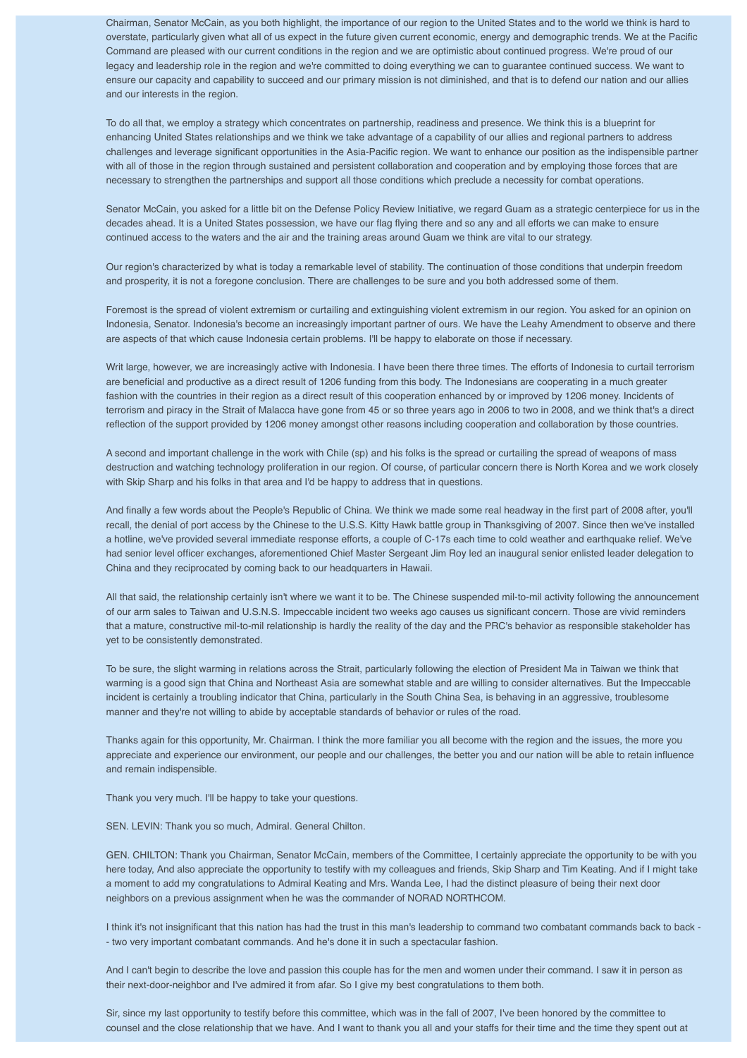Chairman, Senator McCain, as you both highlight, the importance of our region to the United States and to the world we think is hard to overstate, particularly given what all of us expect in the future given current economic, energy and demographic trends. We at the Pacific Command are pleased with our current conditions in the region and we are optimistic about continued progress. We're proud of our legacy and leadership role in the region and we're committed to doing everything we can to guarantee continued success. We want to ensure our capacity and capability to succeed and our primary mission is not diminished, and that is to defend our nation and our allies and our interests in the region.

To do all that, we employ a strategy which concentrates on partnership, readiness and presence. We think this is a blueprint for enhancing United States relationships and we think we take advantage of a capability of our allies and regional partners to address challenges and leverage significant opportunities in the Asia-Pacific region. We want to enhance our position as the indispensible partner with all of those in the region through sustained and persistent collaboration and cooperation and by employing those forces that are necessary to strengthen the partnerships and support all those conditions which preclude a necessity for combat operations.

Senator McCain, you asked for a little bit on the Defense Policy Review Initiative, we regard Guam as a strategic centerpiece for us in the decades ahead. It is a United States possession, we have our flag flying there and so any and all efforts we can make to ensure continued access to the waters and the air and the training areas around Guam we think are vital to our strategy.

Our region's characterized by what is today a remarkable level of stability. The continuation of those conditions that underpin freedom and prosperity, it is not a foregone conclusion. There are challenges to be sure and you both addressed some of them.

Foremost is the spread of violent extremism or curtailing and extinguishing violent extremism in our region. You asked for an opinion on Indonesia, Senator. Indonesia's become an increasingly important partner of ours. We have the Leahy Amendment to observe and there are aspects of that which cause Indonesia certain problems. I'll be happy to elaborate on those if necessary.

Writ large, however, we are increasingly active with Indonesia. I have been there three times. The efforts of Indonesia to curtail terrorism are beneficial and productive as a direct result of 1206 funding from this body. The Indonesians are cooperating in a much greater fashion with the countries in their region as a direct result of this cooperation enhanced by or improved by 1206 money. Incidents of terrorism and piracy in the Strait of Malacca have gone from 45 or so three years ago in 2006 to two in 2008, and we think that's a direct reflection of the support provided by 1206 money amongst other reasons including cooperation and collaboration by those countries.

A second and important challenge in the work with Chile (sp) and his folks is the spread or curtailing the spread of weapons of mass destruction and watching technology proliferation in our region. Of course, of particular concern there is North Korea and we work closely with Skip Sharp and his folks in that area and I'd be happy to address that in questions.

And finally a few words about the People's Republic of China. We think we made some real headway in the first part of 2008 after, you'll recall, the denial of port access by the Chinese to the U.S.S. Kitty Hawk battle group in Thanksgiving of 2007. Since then we've installed a hotline, we've provided several immediate response efforts, a couple of C-17s each time to cold weather and earthquake relief. We've had senior level officer exchanges, aforementioned Chief Master Sergeant Jim Roy led an inaugural senior enlisted leader delegation to China and they reciprocated by coming back to our headquarters in Hawaii.

All that said, the relationship certainly isn't where we want it to be. The Chinese suspended mil-to-mil activity following the announcement of our arm sales to Taiwan and U.S.N.S. Impeccable incident two weeks ago causes us significant concern. Those are vivid reminders that a mature, constructive mil-to-mil relationship is hardly the reality of the day and the PRC's behavior as responsible stakeholder has yet to be consistently demonstrated.

To be sure, the slight warming in relations across the Strait, particularly following the election of President Ma in Taiwan we think that warming is a good sign that China and Northeast Asia are somewhat stable and are willing to consider alternatives. But the Impeccable incident is certainly a troubling indicator that China, particularly in the South China Sea, is behaving in an aggressive, troublesome manner and they're not willing to abide by acceptable standards of behavior or rules of the road.

Thanks again for this opportunity, Mr. Chairman. I think the more familiar you all become with the region and the issues, the more you appreciate and experience our environment, our people and our challenges, the better you and our nation will be able to retain influence and remain indispensible.

Thank you very much. I'll be happy to take your questions.

SEN. LEVIN: Thank you so much, Admiral. General Chilton.

GEN. CHILTON: Thank you Chairman, Senator McCain, members of the Committee, I certainly appreciate the opportunity to be with you here today, And also appreciate the opportunity to testify with my colleagues and friends, Skip Sharp and Tim Keating. And if I might take a moment to add my congratulations to Admiral Keating and Mrs. Wanda Lee, I had the distinct pleasure of being their next door neighbors on a previous assignment when he was the commander of NORAD NORTHCOM.

I think it's not insignificant that this nation has had the trust in this man's leadership to command two combatant commands back to back -- two very important combatant commands. And he's done it in such a spectacular fashion.

And I can't begin to describe the love and passion this couple has for the men and women under their command. I saw it in person as their next-door-neighbor and I've admired it from afar. So I give my best congratulations to them both.

Sir, since my last opportunity to testify before this committee, which was in the fall of 2007, I've been honored by the committee to counsel and the close relationship that we have. And I want to thank you all and your staffs for their time and the time they spent out at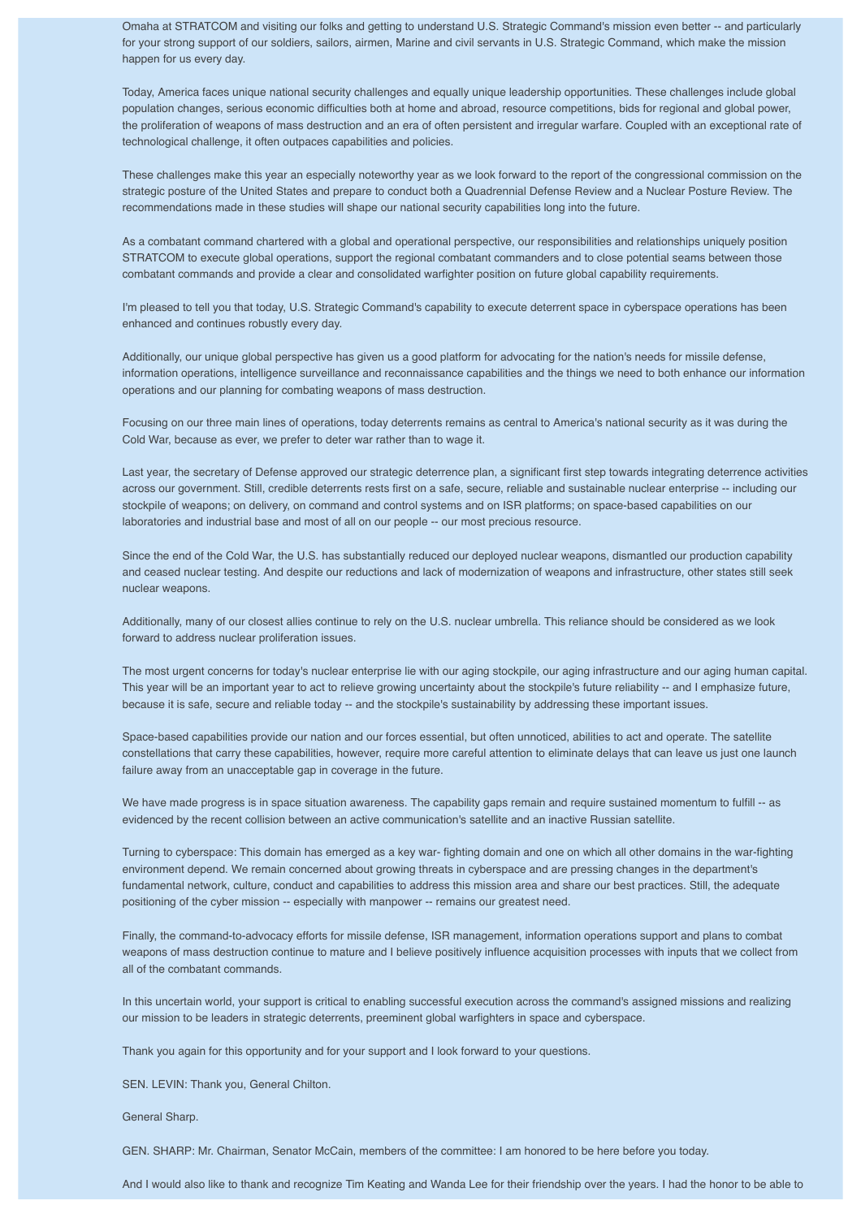Omaha at STRATCOM and visiting our folks and getting to understand U.S. Strategic Command's mission even better -- and particularly for your strong support of our soldiers, sailors, airmen, Marine and civil servants in U.S. Strategic Command, which make the mission happen for us every day.

Today, America faces unique national security challenges and equally unique leadership opportunities. These challenges include global population changes, serious economic difficulties both at home and abroad, resource competitions, bids for regional and global power, the proliferation of weapons of mass destruction and an era of often persistent and irregular warfare. Coupled with an exceptional rate of technological challenge, it often outpaces capabilities and policies.

These challenges make this year an especially noteworthy year as we look forward to the report of the congressional commission on the strategic posture of the United States and prepare to conduct both a Quadrennial Defense Review and a Nuclear Posture Review. The recommendations made in these studies will shape our national security capabilities long into the future.

As a combatant command chartered with a global and operational perspective, our responsibilities and relationships uniquely position STRATCOM to execute global operations, support the regional combatant commanders and to close potential seams between those combatant commands and provide a clear and consolidated warfighter position on future global capability requirements.

I'm pleased to tell you that today, U.S. Strategic Command's capability to execute deterrent space in cyberspace operations has been enhanced and continues robustly every day.

Additionally, our unique global perspective has given us a good platform for advocating for the nation's needs for missile defense, information operations, intelligence surveillance and reconnaissance capabilities and the things we need to both enhance our information operations and our planning for combating weapons of mass destruction.

Focusing on our three main lines of operations, today deterrents remains as central to America's national security as it was during the Cold War, because as ever, we prefer to deter war rather than to wage it.

Last year, the secretary of Defense approved our strategic deterrence plan, a significant first step towards integrating deterrence activities across our government. Still, credible deterrents rests first on a safe, secure, reliable and sustainable nuclear enterprise -- including our stockpile of weapons; on delivery, on command and control systems and on ISR platforms; on space-based capabilities on our laboratories and industrial base and most of all on our people -- our most precious resource.

Since the end of the Cold War, the U.S. has substantially reduced our deployed nuclear weapons, dismantled our production capability and ceased nuclear testing. And despite our reductions and lack of modernization of weapons and infrastructure, other states still seek nuclear weapons.

Additionally, many of our closest allies continue to rely on the U.S. nuclear umbrella. This reliance should be considered as we look forward to address nuclear proliferation issues.

The most urgent concerns for today's nuclear enterprise lie with our aging stockpile, our aging infrastructure and our aging human capital. This year will be an important year to act to relieve growing uncertainty about the stockpile's future reliability -- and I emphasize future, because it is safe, secure and reliable today -- and the stockpile's sustainability by addressing these important issues.

Space-based capabilities provide our nation and our forces essential, but often unnoticed, abilities to act and operate. The satellite constellations that carry these capabilities, however, require more careful attention to eliminate delays that can leave us just one launch failure away from an unacceptable gap in coverage in the future.

We have made progress is in space situation awareness. The capability gaps remain and require sustained momentum to fulfill -- as evidenced by the recent collision between an active communication's satellite and an inactive Russian satellite.

Turning to cyberspace: This domain has emerged as a key war- fighting domain and one on which all other domains in the war-fighting environment depend. We remain concerned about growing threats in cyberspace and are pressing changes in the department's fundamental network, culture, conduct and capabilities to address this mission area and share our best practices. Still, the adequate positioning of the cyber mission -- especially with manpower -- remains our greatest need.

Finally, the command-to-advocacy efforts for missile defense, ISR management, information operations support and plans to combat weapons of mass destruction continue to mature and I believe positively influence acquisition processes with inputs that we collect from all of the combatant commands.

In this uncertain world, your support is critical to enabling successful execution across the command's assigned missions and realizing our mission to be leaders in strategic deterrents, preeminent global warfighters in space and cyberspace.

Thank you again for this opportunity and for your support and I look forward to your questions.

SEN. LEVIN: Thank you, General Chilton.

General Sharp.

GEN. SHARP: Mr. Chairman, Senator McCain, members of the committee: I am honored to be here before you today.

And I would also like to thank and recognize Tim Keating and Wanda Lee for their friendship over the years. I had the honor to be able to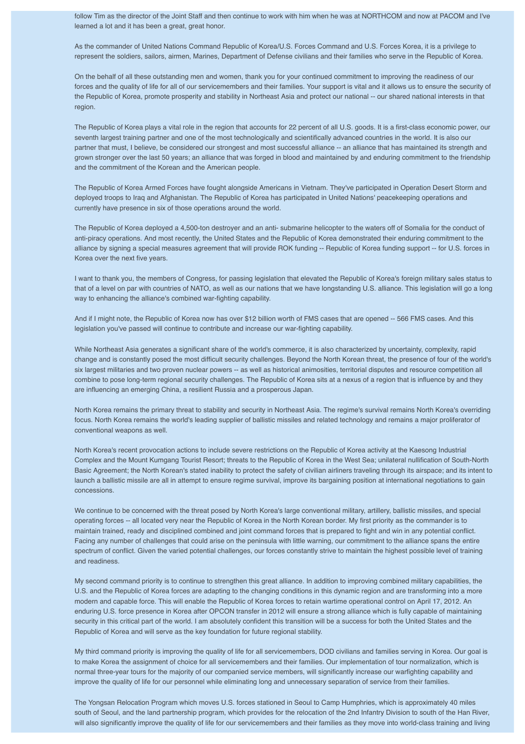follow Tim as the director of the Joint Staff and then continue to work with him when he was at NORTHCOM and now at PACOM and I've learned a lot and it has been a great, great honor.

As the commander of United Nations Command Republic of Korea/U.S. Forces Command and U.S. Forces Korea, it is a privilege to represent the soldiers, sailors, airmen, Marines, Department of Defense civilians and their families who serve in the Republic of Korea.

On the behalf of all these outstanding men and women, thank you for your continued commitment to improving the readiness of our forces and the quality of life for all of our servicemembers and their families. Your support is vital and it allows us to ensure the security of the Republic of Korea, promote prosperity and stability in Northeast Asia and protect our national -- our shared national interests in that region.

The Republic of Korea plays a vital role in the region that accounts for 22 percent of all U.S. goods. It is a first-class economic power, our seventh largest training partner and one of the most technologically and scientifically advanced countries in the world. It is also our partner that must, I believe, be considered our strongest and most successful alliance -- an alliance that has maintained its strength and grown stronger over the last 50 years; an alliance that was forged in blood and maintained by and enduring commitment to the friendship and the commitment of the Korean and the American people.

The Republic of Korea Armed Forces have fought alongside Americans in Vietnam. They've participated in Operation Desert Storm and deployed troops to Iraq and Afghanistan. The Republic of Korea has participated in United Nations' peacekeeping operations and currently have presence in six of those operations around the world.

The Republic of Korea deployed a 4,500-ton destroyer and an anti- submarine helicopter to the waters off of Somalia for the conduct of anti-piracy operations. And most recently, the United States and the Republic of Korea demonstrated their enduring commitment to the alliance by signing a special measures agreement that will provide ROK funding -- Republic of Korea funding support -- for U.S. forces in Korea over the next five years.

I want to thank you, the members of Congress, for passing legislation that elevated the Republic of Korea's foreign military sales status to that of a level on par with countries of NATO, as well as our nations that we have longstanding U.S. alliance. This legislation will go a long way to enhancing the alliance's combined war-fighting capability.

And if I might note, the Republic of Korea now has over $12 billion worth of FMS cases that are opened -- 566 FMS cases. And this legislation you've passed will continue to contribute and increase our war-fighting capability.

While Northeast Asia generates a significant share of the world's commerce, it is also characterized by uncertainty, complexity, rapid change and is constantly posed the most difficult security challenges. Beyond the North Korean threat, the presence of four of the world's six largest militaries and two proven nuclear powers -- as well as historical animosities, territorial disputes and resource competition all combine to pose long-term regional security challenges. The Republic of Korea sits at a nexus of a region that is influence by and they are influencing an emerging China, a resilient Russia and a prosperous Japan.

North Korea remains the primary threat to stability and security in Northeast Asia. The regime's survival remains North Korea's overriding focus. North Korea remains the world's leading supplier of ballistic missiles and related technology and remains a major proliferator of conventional weapons as well.

North Korea's recent provocation actions to include severe restrictions on the Republic of Korea activity at the Kaesong Industrial Complex and the Mount Kumgang Tourist Resort; threats to the Republic of Korea in the West Sea; unilateral nullification of South-North Basic Agreement; the North Korean's stated inability to protect the safety of civilian airliners traveling through its airspace; and its intent to launch a ballistic missile are all in attempt to ensure regime survival, improve its bargaining position at international negotiations to gain concessions.

We continue to be concerned with the threat posed by North Korea's large conventional military, artillery, ballistic missiles, and special operating forces -- all located very near the Republic of Korea in the North Korean border. My first priority as the commander is to maintain trained, ready and disciplined combined and joint command forces that is prepared to fight and win in any potential conflict. Facing any number of challenges that could arise on the peninsula with little warning, our commitment to the alliance spans the entire spectrum of conflict. Given the varied potential challenges, our forces constantly strive to maintain the highest possible level of training and readiness.

My second command priority is to continue to strengthen this great alliance. In addition to improving combined military capabilities, the U.S. and the Republic of Korea forces are adapting to the changing conditions in this dynamic region and are transforming into a more modern and capable force. This will enable the Republic of Korea forces to retain wartime operational control on April 17, 2012. An enduring U.S. force presence in Korea after OPCON transfer in 2012 will ensure a strong alliance which is fully capable of maintaining security in this critical part of the world. I am absolutely confident this transition will be a success for both the United States and the Republic of Korea and will serve as the key foundation for future regional stability.

My third command priority is improving the quality of life for all servicemembers, DOD civilians and families serving in Korea. Our goal is to make Korea the assignment of choice for all servicemembers and their families. Our implementation of tour normalization, which is normal three-year tours for the majority of our companied service members, will significantly increase our warfighting capability and improve the quality of life for our personnel while eliminating long and unnecessary separation of service from their families.

The Yongsan Relocation Program which moves U.S. forces stationed in Seoul to Camp Humphries, which is approximately 40 miles south of Seoul, and the land partnership program, which provides for the relocation of the 2nd Infantry Division to south of the Han River, will also significantly improve the quality of life for our servicemembers and their families as they move into world-class training and living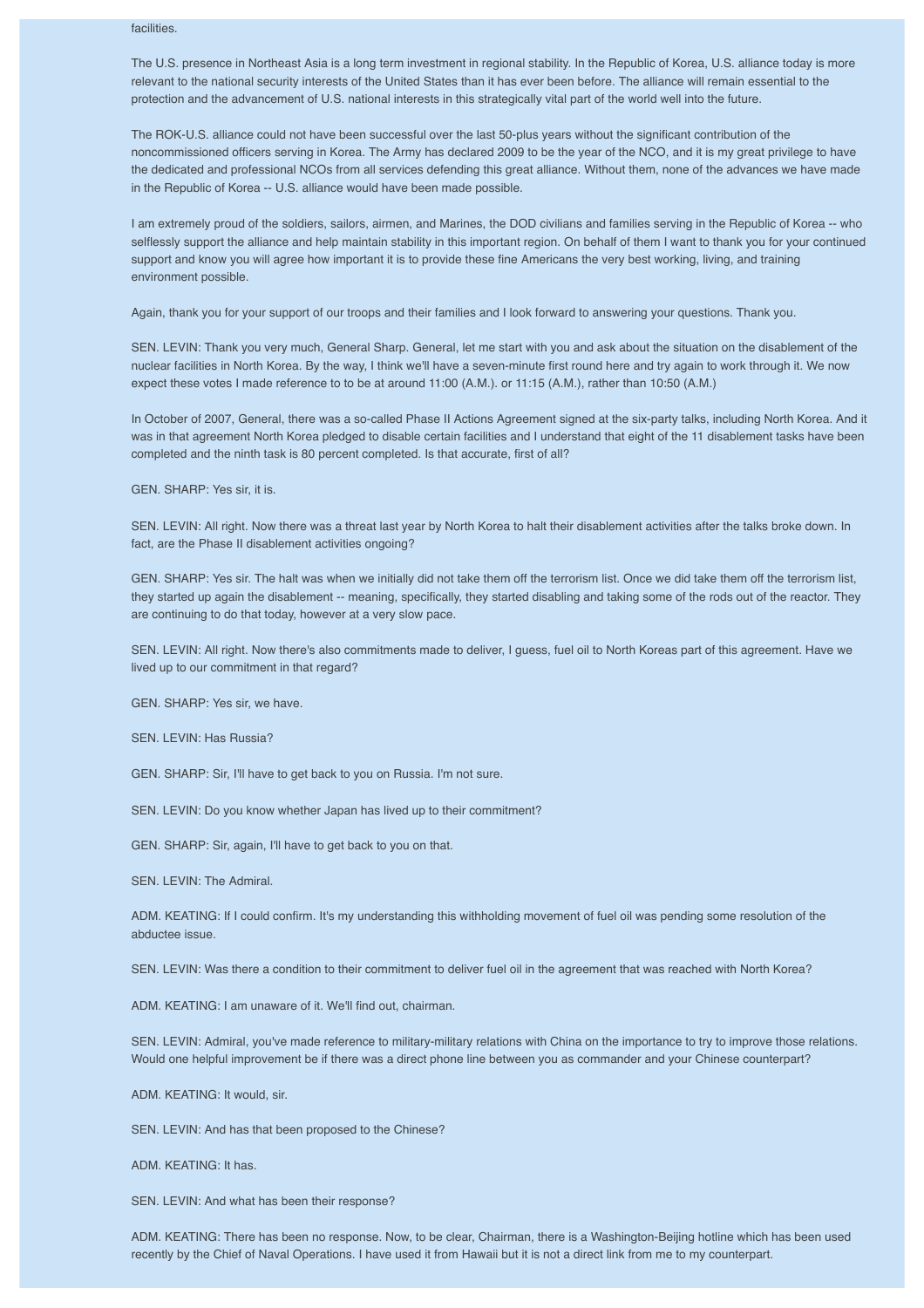facilities.

The U.S. presence in Northeast Asia is a long term investment in regional stability. In the Republic of Korea, U.S. alliance today is more relevant to the national security interests of the United States than it has ever been before. The alliance will remain essential to the protection and the advancement of U.S. national interests in this strategically vital part of the world well into the future.

The ROK-U.S. alliance could not have been successful over the last 50-plus years without the significant contribution of the noncommissioned officers serving in Korea. The Army has declared 2009 to be the year of the NCO, and it is my great privilege to have the dedicated and professional NCOs from all services defending this great alliance. Without them, none of the advances we have made in the Republic of Korea -- U.S. alliance would have been made possible.

I am extremely proud of the soldiers, sailors, airmen, and Marines, the DOD civilians and families serving in the Republic of Korea -- who selflessly support the alliance and help maintain stability in this important region. On behalf of them I want to thank you for your continued support and know you will agree how important it is to provide these fine Americans the very best working, living, and training environment possible.

Again, thank you for your support of our troops and their families and I look forward to answering your questions. Thank you.

SEN. LEVIN: Thank you very much, General Sharp. General, let me start with you and ask about the situation on the disablement of the nuclear facilities in North Korea. By the way, I think we'll have a seven-minute first round here and try again to work through it. We now expect these votes I made reference to to be at around 11:00 (A.M.). or 11:15 (A.M.), rather than 10:50 (A.M.)

In October of 2007, General, there was a so-called Phase II Actions Agreement signed at the six-party talks, including North Korea. And it was in that agreement North Korea pledged to disable certain facilities and I understand that eight of the 11 disablement tasks have been completed and the ninth task is 80 percent completed. Is that accurate, first of all?

GEN. SHARP: Yes sir, it is.

SEN. LEVIN: All right. Now there was a threat last year by North Korea to halt their disablement activities after the talks broke down. In fact, are the Phase II disablement activities ongoing?

GEN. SHARP: Yes sir. The halt was when we initially did not take them off the terrorism list. Once we did take them off the terrorism list, they started up again the disablement -- meaning, specifically, they started disabling and taking some of the rods out of the reactor. They are continuing to do that today, however at a very slow pace.

SEN. LEVIN: All right. Now there's also commitments made to deliver, I guess, fuel oil to North Koreas part of this agreement. Have we lived up to our commitment in that regard?

GEN. SHARP: Yes sir, we have.

SEN. LEVIN: Has Russia?

GEN. SHARP: Sir, I'll have to get back to you on Russia. I'm not sure.

SEN. LEVIN: Do you know whether Japan has lived up to their commitment?

GEN. SHARP: Sir, again, I'll have to get back to you on that.

SEN. LEVIN: The Admiral.

ADM. KEATING: If I could confirm. It's my understanding this withholding movement of fuel oil was pending some resolution of the abductee issue.

SEN. LEVIN: Was there a condition to their commitment to deliver fuel oil in the agreement that was reached with North Korea?

ADM. KEATING: I am unaware of it. We'll find out, chairman.

SEN. LEVIN: Admiral, you've made reference to military-military relations with China on the importance to try to improve those relations. Would one helpful improvement be if there was a direct phone line between you as commander and your Chinese counterpart?

ADM. KEATING: It would, sir.

SEN. LEVIN: And has that been proposed to the Chinese?

ADM. KEATING: It has.

SEN. LEVIN: And what has been their response?

ADM. KEATING: There has been no response. Now, to be clear, Chairman, there is a Washington-Beijing hotline which has been used recently by the Chief of Naval Operations. I have used it from Hawaii but it is not a direct link from me to my counterpart.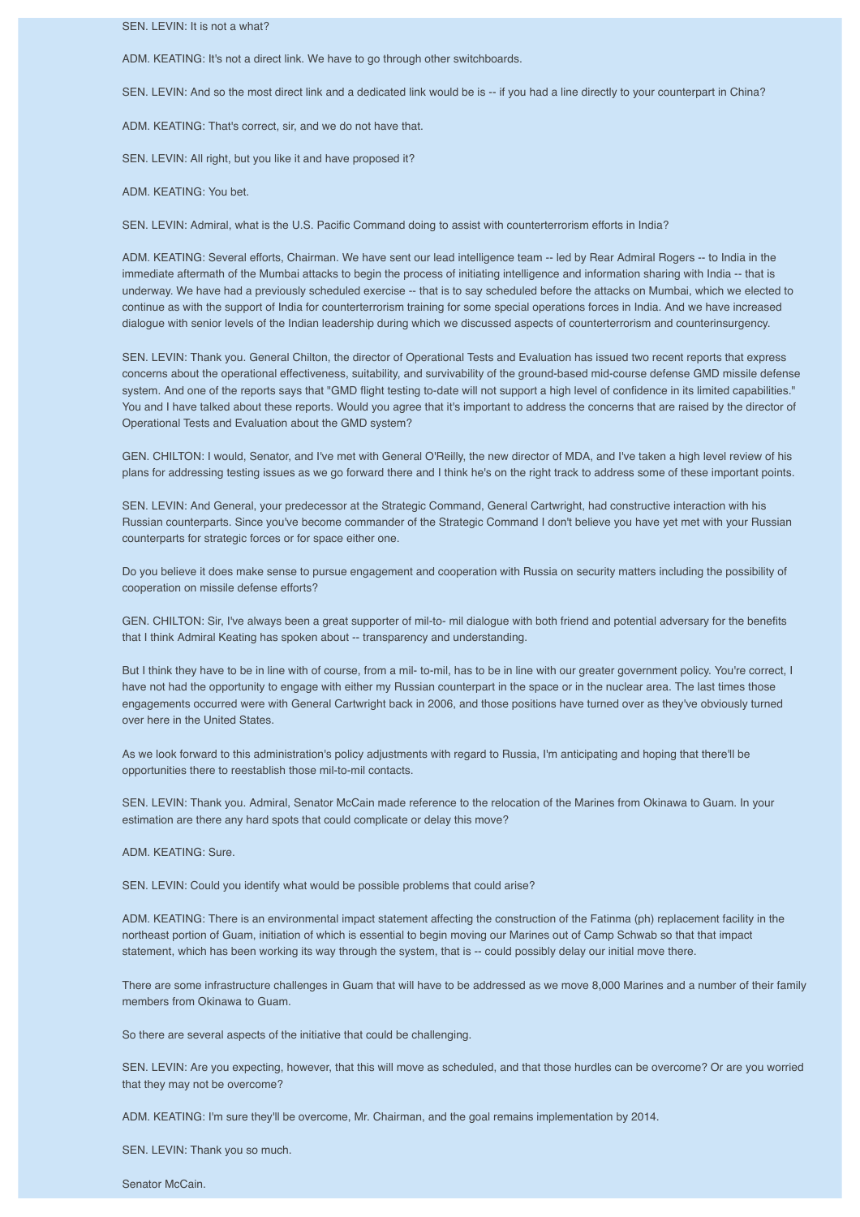SEN. LEVIN: It is not a what?

ADM. KEATING: It's not a direct link. We have to go through other switchboards.

SEN. LEVIN: And so the most direct link and a dedicated link would be is -- if you had a line directly to your counterpart in China?

ADM. KEATING: That's correct, sir, and we do not have that.

SEN. LEVIN: All right, but you like it and have proposed it?

ADM. KEATING: You bet.

SEN. LEVIN: Admiral, what is the U.S. Pacific Command doing to assist with counterterrorism efforts in India?

ADM. KEATING: Several efforts, Chairman. We have sent our lead intelligence team -- led by Rear Admiral Rogers -- to India in the immediate aftermath of the Mumbai attacks to begin the process of initiating intelligence and information sharing with India -- that is underway. We have had a previously scheduled exercise -- that is to say scheduled before the attacks on Mumbai, which we elected to continue as with the support of India for counterterrorism training for some special operations forces in India. And we have increased dialogue with senior levels of the Indian leadership during which we discussed aspects of counterterrorism and counterinsurgency.

SEN. LEVIN: Thank you. General Chilton, the director of Operational Tests and Evaluation has issued two recent reports that express concerns about the operational effectiveness, suitability, and survivability of the ground-based mid-course defense GMD missile defense system. And one of the reports says that "GMD flight testing to-date will not support a high level of confidence in its limited capabilities." You and I have talked about these reports. Would you agree that it's important to address the concerns that are raised by the director of Operational Tests and Evaluation about the GMD system?

GEN. CHILTON: I would, Senator, and I've met with General O'Reilly, the new director of MDA, and I've taken a high level review of his plans for addressing testing issues as we go forward there and I think he's on the right track to address some of these important points.

SEN. LEVIN: And General, your predecessor at the Strategic Command, General Cartwright, had constructive interaction with his Russian counterparts. Since you've become commander of the Strategic Command I don't believe you have yet met with your Russian counterparts for strategic forces or for space either one.

Do you believe it does make sense to pursue engagement and cooperation with Russia on security matters including the possibility of cooperation on missile defense efforts?

GEN. CHILTON: Sir, I've always been a great supporter of mil-to- mil dialogue with both friend and potential adversary for the benefits that I think Admiral Keating has spoken about -- transparency and understanding.

But I think they have to be in line with of course, from a mil- to-mil, has to be in line with our greater government policy. You're correct, I have not had the opportunity to engage with either my Russian counterpart in the space or in the nuclear area. The last times those engagements occurred were with General Cartwright back in 2006, and those positions have turned over as they've obviously turned over here in the United States.

As we look forward to this administration's policy adjustments with regard to Russia, I'm anticipating and hoping that there'll be opportunities there to reestablish those mil-to-mil contacts.

SEN. LEVIN: Thank you. Admiral, Senator McCain made reference to the relocation of the Marines from Okinawa to Guam. In your estimation are there any hard spots that could complicate or delay this move?

ADM. KEATING: Sure.

SEN. LEVIN: Could you identify what would be possible problems that could arise?

ADM. KEATING: There is an environmental impact statement affecting the construction of the Fatinma (ph) replacement facility in the northeast portion of Guam, initiation of which is essential to begin moving our Marines out of Camp Schwab so that that impact statement, which has been working its way through the system, that is -- could possibly delay our initial move there.

There are some infrastructure challenges in Guam that will have to be addressed as we move 8,000 Marines and a number of their family members from Okinawa to Guam.

So there are several aspects of the initiative that could be challenging.

SEN. LEVIN: Are you expecting, however, that this will move as scheduled, and that those hurdles can be overcome? Or are you worried that they may not be overcome?

ADM. KEATING: I'm sure they'll be overcome, Mr. Chairman, and the goal remains implementation by 2014.

SEN. LEVIN: Thank you so much.

Senator McCain.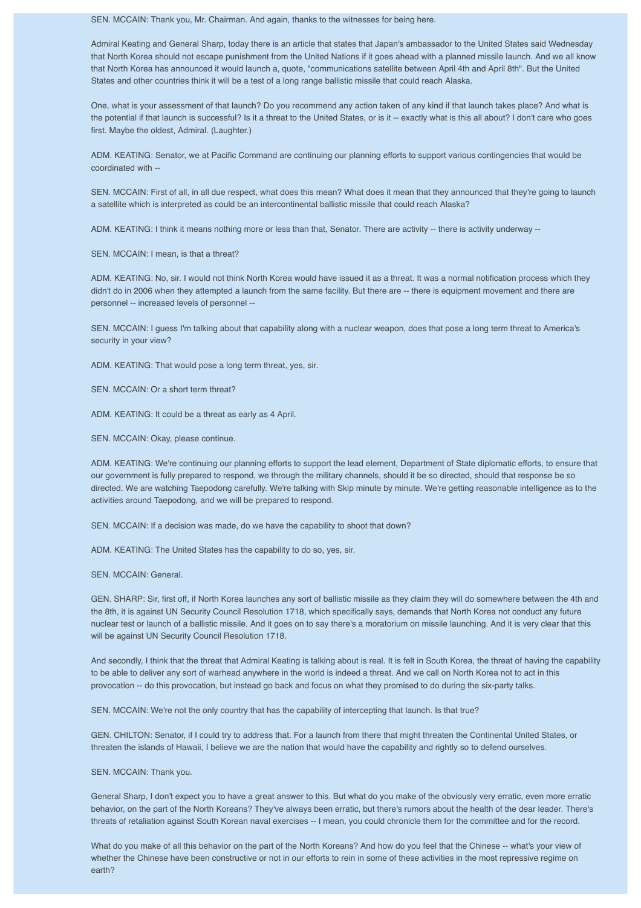SEN. MCCAIN: Thank you, Mr. Chairman. And again, thanks to the witnesses for being here.

Admiral Keating and General Sharp, today there is an article that states that Japan's ambassador to the United States said Wednesday that North Korea should not escape punishment from the United Nations if it goes ahead with a planned missile launch. And we all know that North Korea has announced it would launch a, quote, "communications satellite between April 4th and April 8th". But the United States and other countries think it will be a test of a long range ballistic missile that could reach Alaska.

One, what is your assessment of that launch? Do you recommend any action taken of any kind if that launch takes place? And what is the potential if that launch is successful? Is it a threat to the United States, or is it -- exactly what is this all about? I don't care who goes first. Maybe the oldest, Admiral. (Laughter.)

ADM. KEATING: Senator, we at Pacific Command are continuing our planning efforts to support various contingencies that would be coordinated with --

SEN. MCCAIN: First of all, in all due respect, what does this mean? What does it mean that they announced that they're going to launch a satellite which is interpreted as could be an intercontinental ballistic missile that could reach Alaska?

ADM. KEATING: I think it means nothing more or less than that, Senator. There are activity -- there is activity underway --

SEN. MCCAIN: I mean, is that a threat?

ADM. KEATING: No, sir. I would not think North Korea would have issued it as a threat. It was a normal notification process which they didn't do in 2006 when they attempted a launch from the same facility. But there are -- there is equipment movement and there are personnel -- increased levels of personnel --

SEN. MCCAIN: I guess I'm talking about that capability along with a nuclear weapon, does that pose a long term threat to America's security in your view?

ADM. KEATING: That would pose a long term threat, yes, sir.

SEN. MCCAIN: Or a short term threat?

ADM. KEATING: It could be a threat as early as 4 April.

SEN. MCCAIN: Okay, please continue.

ADM. KEATING: We're continuing our planning efforts to support the lead element, Department of State diplomatic efforts, to ensure that our government is fully prepared to respond, we through the military channels, should it be so directed, should that response be so directed. We are watching Taepodong carefully. We're talking with Skip minute by minute. We're getting reasonable intelligence as to the activities around Taepodong, and we will be prepared to respond.

SEN. MCCAIN: If a decision was made, do we have the capability to shoot that down?

ADM. KEATING: The United States has the capability to do so, yes, sir.

SEN. MCCAIN: General.

GEN. SHARP: Sir, first off, if North Korea launches any sort of ballistic missile as they claim they will do somewhere between the 4th and the 8th, it is against UN Security Council Resolution 1718, which specifically says, demands that North Korea not conduct any future nuclear test or launch of a ballistic missile. And it goes on to say there's a moratorium on missile launching. And it is very clear that this will be against UN Security Council Resolution 1718.

And secondly, I think that the threat that Admiral Keating is talking about is real. It is felt in South Korea, the threat of having the capability to be able to deliver any sort of warhead anywhere in the world is indeed a threat. And we call on North Korea not to act in this provocation -- do this provocation, but instead go back and focus on what they promised to do during the six-party talks.

SEN. MCCAIN: We're not the only country that has the capability of intercepting that launch. Is that true?

GEN. CHILTON: Senator, if I could try to address that. For a launch from there that might threaten the Continental United States, or threaten the islands of Hawaii, I believe we are the nation that would have the capability and rightly so to defend ourselves.

SEN. MCCAIN: Thank you.

General Sharp, I don't expect you to have a great answer to this. But what do you make of the obviously very erratic, even more erratic behavior, on the part of the North Koreans? They've always been erratic, but there's rumors about the health of the dear leader. There's threats of retaliation against South Korean naval exercises -- I mean, you could chronicle them for the committee and for the record.

What do you make of all this behavior on the part of the North Koreans? And how do you feel that the Chinese -- what's your view of whether the Chinese have been constructive or not in our efforts to rein in some of these activities in the most repressive regime on earth?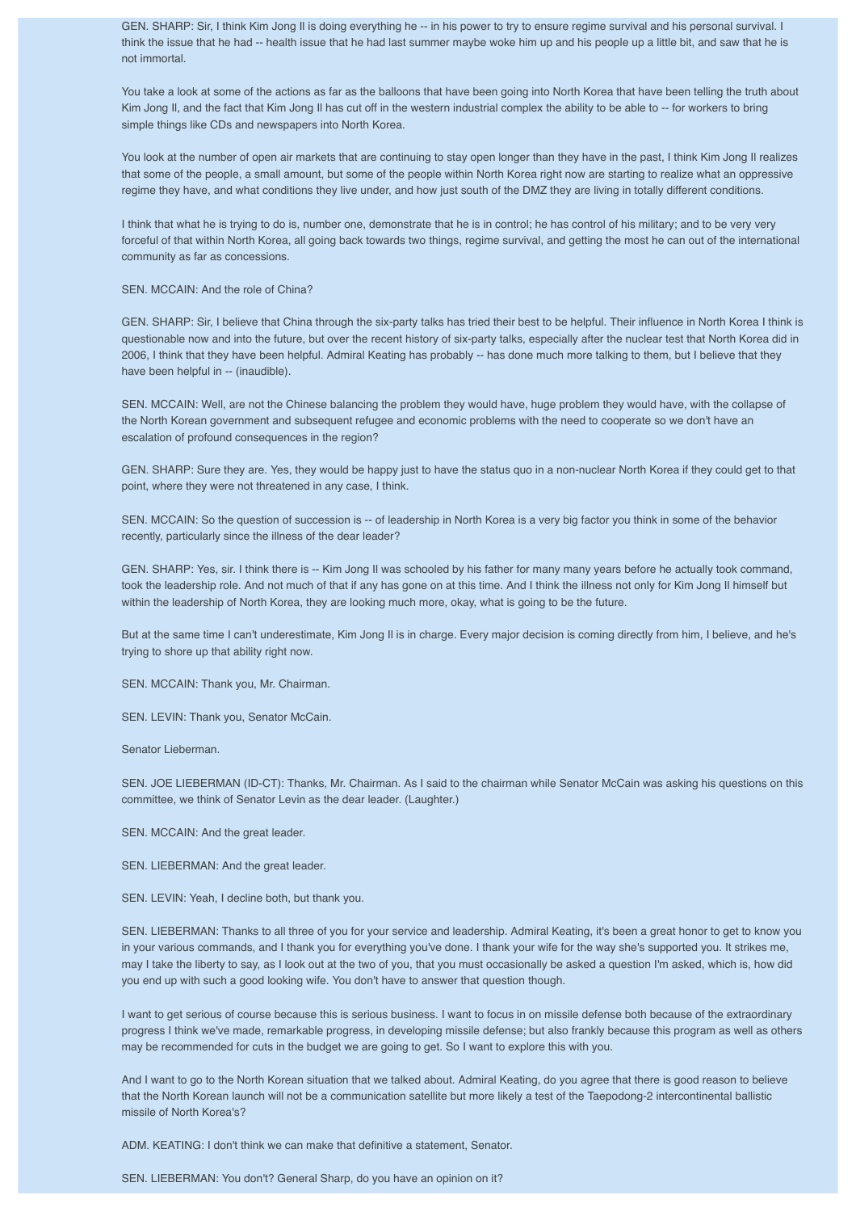GEN. SHARP: Sir, I think Kim Jong Il is doing everything he -- in his power to try to ensure regime survival and his personal survival. I think the issue that he had -- health issue that he had last summer maybe woke him up and his people up a little bit, and saw that he is not immortal.

You take a look at some of the actions as far as the balloons that have been going into North Korea that have been telling the truth about Kim Jong Il, and the fact that Kim Jong Il has cut off in the western industrial complex the ability to be able to -- for workers to bring simple things like CDs and newspapers into North Korea.

You look at the number of open air markets that are continuing to stay open longer than they have in the past, I think Kim Jong Il realizes that some of the people, a small amount, but some of the people within North Korea right now are starting to realize what an oppressive regime they have, and what conditions they live under, and how just south of the DMZ they are living in totally different conditions.

I think that what he is trying to do is, number one, demonstrate that he is in control; he has control of his military; and to be very very forceful of that within North Korea, all going back towards two things, regime survival, and getting the most he can out of the international community as far as concessions.

SEN. MCCAIN: And the role of China?

GEN. SHARP: Sir, I believe that China through the six-party talks has tried their best to be helpful. Their influence in North Korea I think is questionable now and into the future, but over the recent history of six-party talks, especially after the nuclear test that North Korea did in 2006, I think that they have been helpful. Admiral Keating has probably -- has done much more talking to them, but I believe that they have been helpful in -- (inaudible).

SEN. MCCAIN: Well, are not the Chinese balancing the problem they would have, huge problem they would have, with the collapse of the North Korean government and subsequent refugee and economic problems with the need to cooperate so we don't have an escalation of profound consequences in the region?

GEN. SHARP: Sure they are. Yes, they would be happy just to have the status quo in a non-nuclear North Korea if they could get to that point, where they were not threatened in any case, I think.

SEN. MCCAIN: So the question of succession is -- of leadership in North Korea is a very big factor you think in some of the behavior recently, particularly since the illness of the dear leader?

GEN. SHARP: Yes, sir. I think there is -- Kim Jong Il was schooled by his father for many many years before he actually took command, took the leadership role. And not much of that if any has gone on at this time. And I think the illness not only for Kim Jong Il himself but within the leadership of North Korea, they are looking much more, okay, what is going to be the future.

But at the same time I can't underestimate, Kim Jong Il is in charge. Every major decision is coming directly from him, I believe, and he's trying to shore up that ability right now.

SEN. MCCAIN: Thank you, Mr. Chairman.

SEN. LEVIN: Thank you, Senator McCain.

Senator Lieberman.

SEN. JOE LIEBERMAN (ID-CT): Thanks, Mr. Chairman. As I said to the chairman while Senator McCain was asking his questions on this committee, we think of Senator Levin as the dear leader. (Laughter.)

SEN. MCCAIN: And the great leader.

SEN. LIEBERMAN: And the great leader.

SEN. LEVIN: Yeah, I decline both, but thank you.

SEN. LIEBERMAN: Thanks to all three of you for your service and leadership. Admiral Keating, it's been a great honor to get to know you in your various commands, and I thank you for everything you've done. I thank your wife for the way she's supported you. It strikes me, may I take the liberty to say, as I look out at the two of you, that you must occasionally be asked a question I'm asked, which is, how did you end up with such a good looking wife. You don't have to answer that question though.

I want to get serious of course because this is serious business. I want to focus in on missile defense both because of the extraordinary progress I think we've made, remarkable progress, in developing missile defense; but also frankly because this program as well as others may be recommended for cuts in the budget we are going to get. So I want to explore this with you.

And I want to go to the North Korean situation that we talked about. Admiral Keating, do you agree that there is good reason to believe that the North Korean launch will not be a communication satellite but more likely a test of the Taepodong-2 intercontinental ballistic missile of North Korea's?

ADM. KEATING: I don't think we can make that definitive a statement, Senator.

SEN. LIEBERMAN: You don't? General Sharp, do you have an opinion on it?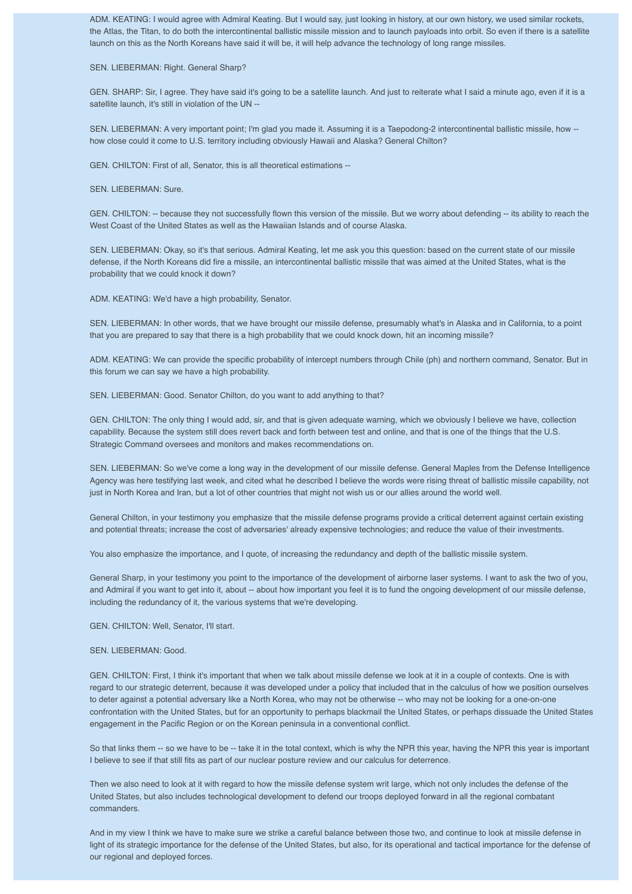ADM. KEATING: I would agree with Admiral Keating. But I would say, just looking in history, at our own history, we used similar rockets, the Atlas, the Titan, to do both the intercontinental ballistic missile mission and to launch payloads into orbit. So even if there is a satellite launch on this as the North Koreans have said it will be, it will help advance the technology of long range missiles.

SEN. LIEBERMAN: Right. General Sharp?

GEN. SHARP: Sir, I agree. They have said it's going to be a satellite launch. And just to reiterate what I said a minute ago, even if it is a satellite launch, it's still in violation of the UN --

SEN. LIEBERMAN: A very important point; I'm glad you made it. Assuming it is a Taepodong-2 intercontinental ballistic missile, how -- how close could it come to U.S. territory including obviously Hawaii and Alaska? General Chilton?

GEN. CHILTON: First of all, Senator, this is all theoretical estimations --

SEN. LIEBERMAN: Sure.

GEN. CHILTON: -- because they not successfully flown this version of the missile. But we worry about defending -- its ability to reach the West Coast of the United States as well as the Hawaiian Islands and of course Alaska.

SEN. LIEBERMAN: Okay, so it's that serious. Admiral Keating, let me ask you this question: based on the current state of our missile defense, if the North Koreans did fire a missile, an intercontinental ballistic missile that was aimed at the United States, what is the probability that we could knock it down?

ADM. KEATING: We'd have a high probability, Senator.

SEN. LIEBERMAN: In other words, that we have brought our missile defense, presumably what's in Alaska and in California, to a point that you are prepared to say that there is a high probability that we could knock down, hit an incoming missile?

ADM. KEATING: We can provide the specific probability of intercept numbers through Chile (ph) and northern command, Senator. But in this forum we can say we have a high probability.

SEN. LIEBERMAN: Good. Senator Chilton, do you want to add anything to that?

GEN. CHILTON: The only thing I would add, sir, and that is given adequate warning, which we obviously I believe we have, collection capability. Because the system still does revert back and forth between test and online, and that is one of the things that the U.S. Strategic Command oversees and monitors and makes recommendations on.

SEN. LIEBERMAN: So we've come a long way in the development of our missile defense. General Maples from the Defense Intelligence Agency was here testifying last week, and cited what he described I believe the words were rising threat of ballistic missile capability, not just in North Korea and Iran, but a lot of other countries that might not wish us or our allies around the world well.

General Chilton, in your testimony you emphasize that the missile defense programs provide a critical deterrent against certain existing and potential threats; increase the cost of adversaries' already expensive technologies; and reduce the value of their investments.

You also emphasize the importance, and I quote, of increasing the redundancy and depth of the ballistic missile system.

General Sharp, in your testimony you point to the importance of the development of airborne laser systems. I want to ask the two of you, and Admiral if you want to get into it, about -- about how important you feel it is to fund the ongoing development of our missile defense, including the redundancy of it, the various systems that we're developing.

GEN. CHILTON: Well, Senator, I'll start.

SEN. LIEBERMAN: Good.

GEN. CHILTON: First, I think it's important that when we talk about missile defense we look at it in a couple of contexts. One is with regard to our strategic deterrent, because it was developed under a policy that included that in the calculus of how we position ourselves to deter against a potential adversary like a North Korea, who may not be otherwise -- who may not be looking for a one-on-one confrontation with the United States, but for an opportunity to perhaps blackmail the United States, or perhaps dissuade the United States engagement in the Pacific Region or on the Korean peninsula in a conventional conflict.

So that links them -- so we have to be -- take it in the total context, which is why the NPR this year, having the NPR this year is important I believe to see if that still fits as part of our nuclear posture review and our calculus for deterrence.

Then we also need to look at it with regard to how the missile defense system writ large, which not only includes the defense of the United States, but also includes technological development to defend our troops deployed forward in all the regional combatant commanders.

And in my view I think we have to make sure we strike a careful balance between those two, and continue to look at missile defense in light of its strategic importance for the defense of the United States, but also, for its operational and tactical importance for the defense of our regional and deployed forces.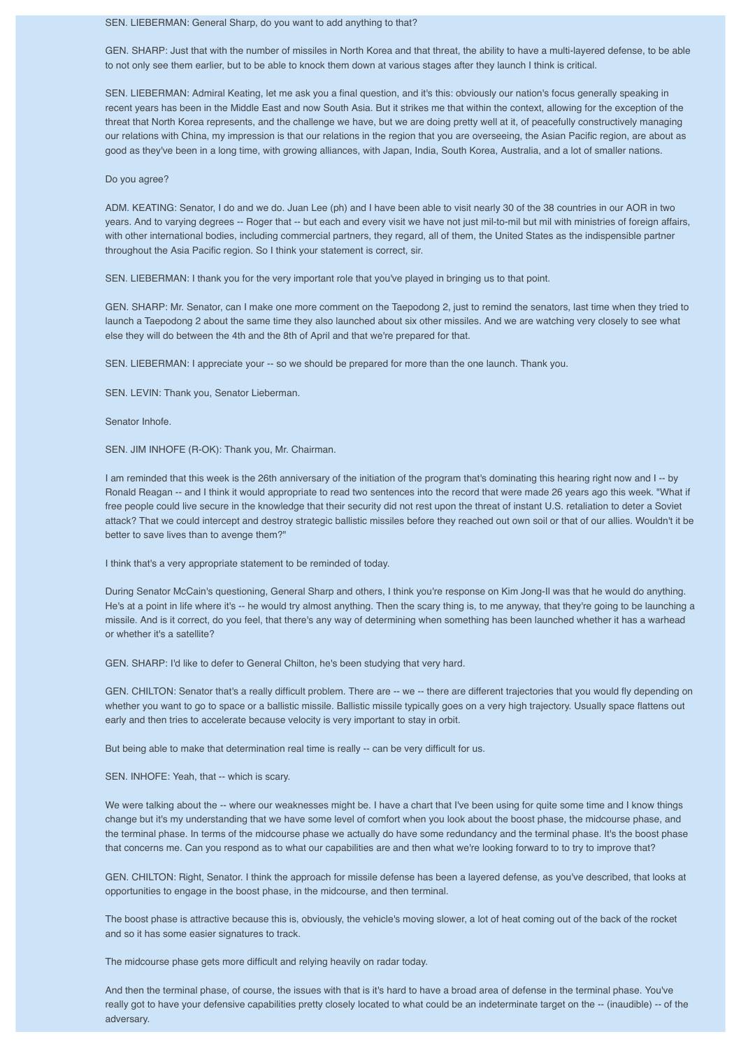SEN. LIEBERMAN: General Sharp, do you want to add anything to that?

GEN. SHARP: Just that with the number of missiles in North Korea and that threat, the ability to have a multi-layered defense, to be able to not only see them earlier, but to be able to knock them down at various stages after they launch I think is critical.

SEN. LIEBERMAN: Admiral Keating, let me ask you a final question, and it's this: obviously our nation's focus generally speaking in recent years has been in the Middle East and now South Asia. But it strikes me that within the context, allowing for the exception of the threat that North Korea represents, and the challenge we have, but we are doing pretty well at it, of peacefully constructively managing our relations with China, my impression is that our relations in the region that you are overseeing, the Asian Pacific region, are about as good as they've been in a long time, with growing alliances, with Japan, India, South Korea, Australia, and a lot of smaller nations.

Do you agree?

ADM. KEATING: Senator, I do and we do. Juan Lee (ph) and I have been able to visit nearly 30 of the 38 countries in our AOR in two years. And to varying degrees -- Roger that -- but each and every visit we have not just mil-to-mil but mil with ministries of foreign affairs, with other international bodies, including commercial partners, they regard, all of them, the United States as the indispensible partner throughout the Asia Pacific region. So I think your statement is correct, sir.

SEN. LIEBERMAN: I thank you for the very important role that you've played in bringing us to that point.

GEN. SHARP: Mr. Senator, can I make one more comment on the Taepodong 2, just to remind the senators, last time when they tried to launch a Taepodong 2 about the same time they also launched about six other missiles. And we are watching very closely to see what else they will do between the 4th and the 8th of April and that we're prepared for that.

SEN. LIEBERMAN: I appreciate your -- so we should be prepared for more than the one launch. Thank you.

SEN. LEVIN: Thank you, Senator Lieberman.

Senator Inhofe.

SEN. JIM INHOFE (R-OK): Thank you, Mr. Chairman.

I am reminded that this week is the 26th anniversary of the initiation of the program that's dominating this hearing right now and I -- by Ronald Reagan -- and I think it would appropriate to read two sentences into the record that were made 26 years ago this week. "What if free people could live secure in the knowledge that their security did not rest upon the threat of instant U.S. retaliation to deter a Soviet attack? That we could intercept and destroy strategic ballistic missiles before they reached out own soil or that of our allies. Wouldn't it be better to save lives than to avenge them?"

I think that's a very appropriate statement to be reminded of today.

During Senator McCain's questioning, General Sharp and others, I think you're response on Kim Jong-Il was that he would do anything. He's at a point in life where it's -- he would try almost anything. Then the scary thing is, to me anyway, that they're going to be launching a missile. And is it correct, do you feel, that there's any way of determining when something has been launched whether it has a warhead or whether it's a satellite?

GEN. SHARP: I'd like to defer to General Chilton, he's been studying that very hard.

GEN. CHILTON: Senator that's a really difficult problem. There are -- we -- there are different trajectories that you would fly depending on whether you want to go to space or a ballistic missile. Ballistic missile typically goes on a very high trajectory. Usually space flattens out early and then tries to accelerate because velocity is very important to stay in orbit.

But being able to make that determination real time is really -- can be very difficult for us.

SEN. INHOFE: Yeah, that -- which is scary.

We were talking about the -- where our weaknesses might be. I have a chart that I've been using for quite some time and I know things change but it's my understanding that we have some level of comfort when you look about the boost phase, the midcourse phase, and the terminal phase. In terms of the midcourse phase we actually do have some redundancy and the terminal phase. It's the boost phase that concerns me. Can you respond as to what our capabilities are and then what we're looking forward to to try to improve that?

GEN. CHILTON: Right, Senator. I think the approach for missile defense has been a layered defense, as you've described, that looks at opportunities to engage in the boost phase, in the midcourse, and then terminal.

The boost phase is attractive because this is, obviously, the vehicle's moving slower, a lot of heat coming out of the back of the rocket and so it has some easier signatures to track.

The midcourse phase gets more difficult and relying heavily on radar today.

And then the terminal phase, of course, the issues with that is it's hard to have a broad area of defense in the terminal phase. You've really got to have your defensive capabilities pretty closely located to what could be an indeterminate target on the -- (inaudible) -- of the adversary.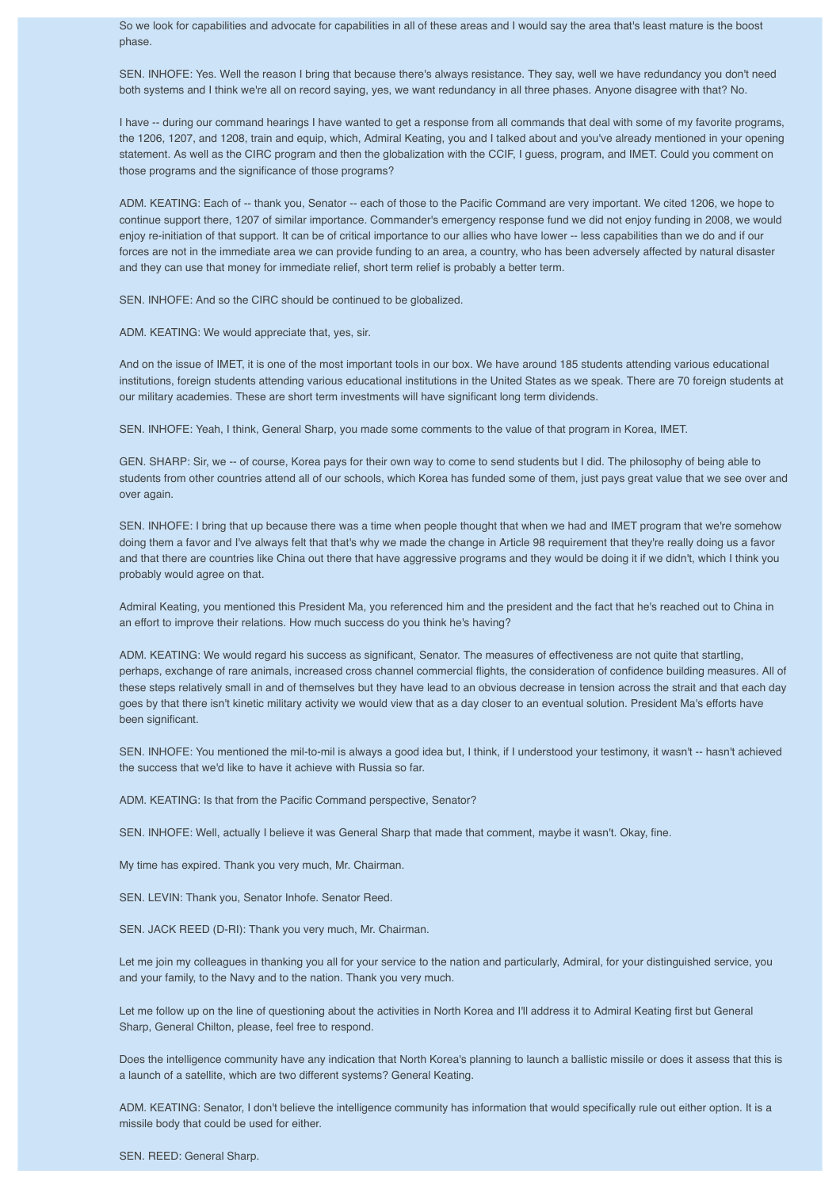So we look for capabilities and advocate for capabilities in all of these areas and I would say the area that's least mature is the boost phase.

SEN. INHOFE: Yes. Well the reason I bring that because there's always resistance. They say, well we have redundancy you don't need both systems and I think we're all on record saying, yes, we want redundancy in all three phases. Anyone disagree with that? No.

I have -- during our command hearings I have wanted to get a response from all commands that deal with some of my favorite programs, the 1206, 1207, and 1208, train and equip, which, Admiral Keating, you and I talked about and you've already mentioned in your opening statement. As well as the CIRC program and then the globalization with the CCIF, I guess, program, and IMET. Could you comment on those programs and the significance of those programs?

ADM. KEATING: Each of -- thank you, Senator -- each of those to the Pacific Command are very important. We cited 1206, we hope to continue support there, 1207 of similar importance. Commander's emergency response fund we did not enjoy funding in 2008, we would enjoy re-initiation of that support. It can be of critical importance to our allies who have lower -- less capabilities than we do and if our forces are not in the immediate area we can provide funding to an area, a country, who has been adversely affected by natural disaster and they can use that money for immediate relief, short term relief is probably a better term.

SEN. INHOFE: And so the CIRC should be continued to be globalized.

ADM. KEATING: We would appreciate that, yes, sir.

And on the issue of IMET, it is one of the most important tools in our box. We have around 185 students attending various educational institutions, foreign students attending various educational institutions in the United States as we speak. There are 70 foreign students at our military academies. These are short term investments will have significant long term dividends.

SEN. INHOFE: Yeah, I think, General Sharp, you made some comments to the value of that program in Korea, IMET.

GEN. SHARP: Sir, we -- of course, Korea pays for their own way to come to send students but I did. The philosophy of being able to students from other countries attend all of our schools, which Korea has funded some of them, just pays great value that we see over and over again.

SEN. INHOFE: I bring that up because there was a time when people thought that when we had and IMET program that we're somehow doing them a favor and I've always felt that that's why we made the change in Article 98 requirement that they're really doing us a favor and that there are countries like China out there that have aggressive programs and they would be doing it if we didn't, which I think you probably would agree on that.

Admiral Keating, you mentioned this President Ma, you referenced him and the president and the fact that he's reached out to China in an effort to improve their relations. How much success do you think he's having?

ADM. KEATING: We would regard his success as significant, Senator. The measures of effectiveness are not quite that startling, perhaps, exchange of rare animals, increased cross channel commercial flights, the consideration of confidence building measures. All of these steps relatively small in and of themselves but they have lead to an obvious decrease in tension across the strait and that each day goes by that there isn't kinetic military activity we would view that as a day closer to an eventual solution. President Ma's efforts have been significant.

SEN. INHOFE: You mentioned the mil-to-mil is always a good idea but, I think, if I understood your testimony, it wasn't -- hasn't achieved the success that we'd like to have it achieve with Russia so far.

ADM. KEATING: Is that from the Pacific Command perspective, Senator?

SEN. INHOFE: Well, actually I believe it was General Sharp that made that comment, maybe it wasn't. Okay, fine.

My time has expired. Thank you very much, Mr. Chairman.

SEN. LEVIN: Thank you, Senator Inhofe. Senator Reed.

SEN. JACK REED (D-RI): Thank you very much, Mr. Chairman.

Let me join my colleagues in thanking you all for your service to the nation and particularly, Admiral, for your distinguished service, you and your family, to the Navy and to the nation. Thank you very much.

Let me follow up on the line of questioning about the activities in North Korea and I'll address it to Admiral Keating first but General Sharp, General Chilton, please, feel free to respond.

Does the intelligence community have any indication that North Korea's planning to launch a ballistic missile or does it assess that this is a launch of a satellite, which are two different systems? General Keating.

ADM. KEATING: Senator, I don't believe the intelligence community has information that would specifically rule out either option. It is a missile body that could be used for either.

SEN. REED: General Sharp.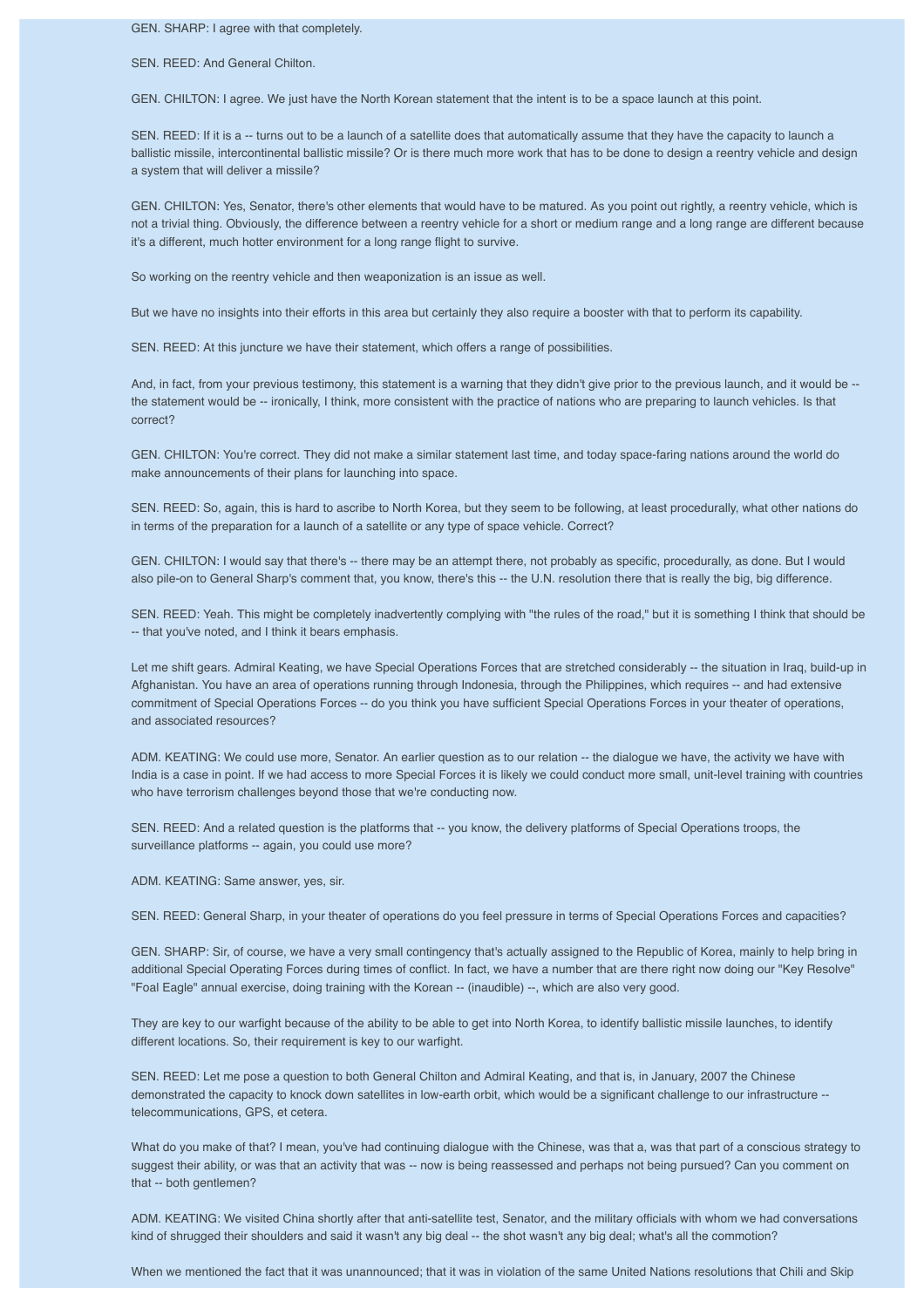GEN. SHARP: I agree with that completely.

SEN. REED: And General Chilton.

GEN. CHILTON: I agree. We just have the North Korean statement that the intent is to be a space launch at this point.

SEN. REED: If it is a -- turns out to be a launch of a satellite does that automatically assume that they have the capacity to launch a ballistic missile, intercontinental ballistic missile? Or is there much more work that has to be done to design a reentry vehicle and design a system that will deliver a missile?

GEN. CHILTON: Yes, Senator, there's other elements that would have to be matured. As you point out rightly, a reentry vehicle, which is not a trivial thing. Obviously, the difference between a reentry vehicle for a short or medium range and a long range are different because it's a different, much hotter environment for a long range flight to survive.

So working on the reentry vehicle and then weaponization is an issue as well.

But we have no insights into their efforts in this area but certainly they also require a booster with that to perform its capability.

SEN. REED: At this juncture we have their statement, which offers a range of possibilities.

And, in fact, from your previous testimony, this statement is a warning that they didn't give prior to the previous launch, and it would be -- the statement would be -- ironically, I think, more consistent with the practice of nations who are preparing to launch vehicles. Is that correct?

GEN. CHILTON: You're correct. They did not make a similar statement last time, and today space-faring nations around the world do make announcements of their plans for launching into space.

SEN. REED: So, again, this is hard to ascribe to North Korea, but they seem to be following, at least procedurally, what other nations do in terms of the preparation for a launch of a satellite or any type of space vehicle. Correct?

GEN. CHILTON: I would say that there's -- there may be an attempt there, not probably as specific, procedurally, as done. But I would also pile-on to General Sharp's comment that, you know, there's this -- the U.N. resolution there that is really the big, big difference.

SEN. REED: Yeah. This might be completely inadvertently complying with "the rules of the road," but it is something I think that should be -- that you've noted, and I think it bears emphasis.

Let me shift gears. Admiral Keating, we have Special Operations Forces that are stretched considerably -- the situation in Iraq, build-up in Afghanistan. You have an area of operations running through Indonesia, through the Philippines, which requires -- and had extensive commitment of Special Operations Forces -- do you think you have sufficient Special Operations Forces in your theater of operations, and associated resources?

ADM. KEATING: We could use more, Senator. An earlier question as to our relation -- the dialogue we have, the activity we have with India is a case in point. If we had access to more Special Forces it is likely we could conduct more small, unit-level training with countries who have terrorism challenges beyond those that we're conducting now.

SEN. REED: And a related question is the platforms that -- you know, the delivery platforms of Special Operations troops, the surveillance platforms -- again, you could use more?

ADM. KEATING: Same answer, yes, sir.

SEN. REED: General Sharp, in your theater of operations do you feel pressure in terms of Special Operations Forces and capacities?

GEN. SHARP: Sir, of course, we have a very small contingency that's actually assigned to the Republic of Korea, mainly to help bring in additional Special Operating Forces during times of conflict. In fact, we have a number that are there right now doing our "Key Resolve" "Foal Eagle" annual exercise, doing training with the Korean -- (inaudible) --, which are also very good.

They are key to our warfight because of the ability to be able to get into North Korea, to identify ballistic missile launches, to identify different locations. So, their requirement is key to our warfight.

SEN. REED: Let me pose a question to both General Chilton and Admiral Keating, and that is, in January, 2007 the Chinese demonstrated the capacity to knock down satellites in low-earth orbit, which would be a significant challenge to our infrastructure -- telecommunications, GPS, et cetera.

What do you make of that? I mean, you've had continuing dialogue with the Chinese, was that a, was that part of a conscious strategy to suggest their ability, or was that an activity that was -- now is being reassessed and perhaps not being pursued? Can you comment on that -- both gentlemen?

ADM. KEATING: We visited China shortly after that anti-satellite test, Senator, and the military officials with whom we had conversations kind of shrugged their shoulders and said it wasn't any big deal -- the shot wasn't any big deal; what's all the commotion?

When we mentioned the fact that it was unannounced; that it was in violation of the same United Nations resolutions that Chili and Skip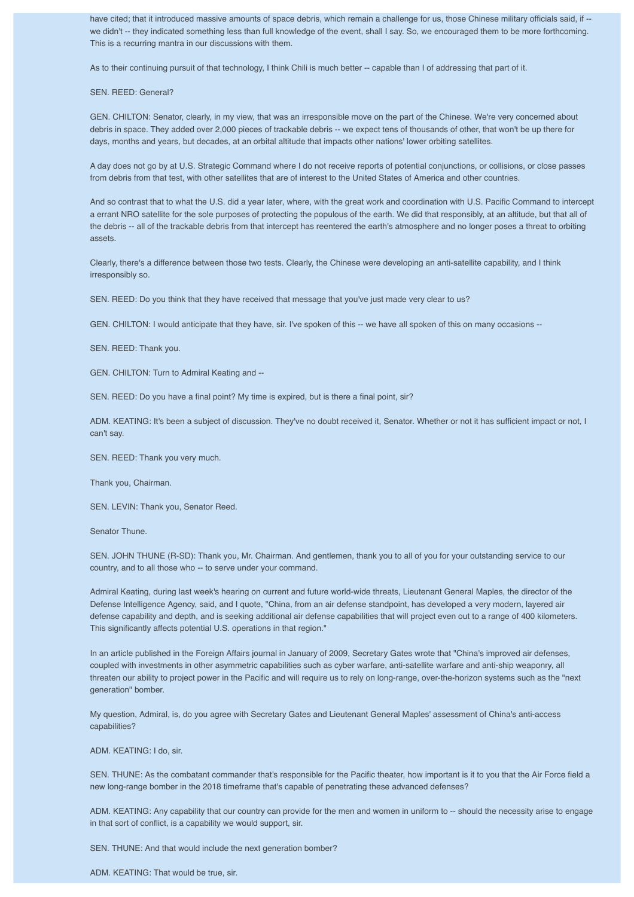have cited; that it introduced massive amounts of space debris, which remain a challenge for us, those Chinese military officials said, if -- we didn't -- they indicated something less than full knowledge of the event, shall I say. So, we encouraged them to be more forthcoming. This is a recurring mantra in our discussions with them.

As to their continuing pursuit of that technology, I think Chili is much better -- capable than I of addressing that part of it.

SEN. REED: General?

GEN. CHILTON: Senator, clearly, in my view, that was an irresponsible move on the part of the Chinese. We're very concerned about debris in space. They added over 2,000 pieces of trackable debris -- we expect tens of thousands of other, that won't be up there for days, months and years, but decades, at an orbital altitude that impacts other nations' lower orbiting satellites.

A day does not go by at U.S. Strategic Command where I do not receive reports of potential conjunctions, or collisions, or close passes from debris from that test, with other satellites that are of interest to the United States of America and other countries.

And so contrast that to what the U.S. did a year later, where, with the great work and coordination with U.S. Pacific Command to intercept a errant NRO satellite for the sole purposes of protecting the populous of the earth. We did that responsibly, at an altitude, but that all of the debris -- all of the trackable debris from that intercept has reentered the earth's atmosphere and no longer poses a threat to orbiting assets.

Clearly, there's a difference between those two tests. Clearly, the Chinese were developing an anti-satellite capability, and I think irresponsibly so.

SEN. REED: Do you think that they have received that message that you've just made very clear to us?

GEN. CHILTON: I would anticipate that they have, sir. I've spoken of this -- we have all spoken of this on many occasions --

SEN. REED: Thank you.

GEN. CHILTON: Turn to Admiral Keating and --

SEN. REED: Do you have a final point? My time is expired, but is there a final point, sir?

ADM. KEATING: It's been a subject of discussion. They've no doubt received it, Senator. Whether or not it has sufficient impact or not, I can't say.

SEN. REED: Thank you very much.

Thank you, Chairman.

SEN. LEVIN: Thank you, Senator Reed.

Senator Thune.

SEN. JOHN THUNE (R-SD): Thank you, Mr. Chairman. And gentlemen, thank you to all of you for your outstanding service to our country, and to all those who -- to serve under your command.

Admiral Keating, during last week's hearing on current and future world-wide threats, Lieutenant General Maples, the director of the Defense Intelligence Agency, said, and I quote, "China, from an air defense standpoint, has developed a very modern, layered air defense capability and depth, and is seeking additional air defense capabilities that will project even out to a range of 400 kilometers. This significantly affects potential U.S. operations in that region."

In an article published in the Foreign Affairs journal in January of 2009, Secretary Gates wrote that "China's improved air defenses, coupled with investments in other asymmetric capabilities such as cyber warfare, anti-satellite warfare and anti-ship weaponry, all threaten our ability to project power in the Pacific and will require us to rely on long-range, over-the-horizon systems such as the "next generation" bomber.

My question, Admiral, is, do you agree with Secretary Gates and Lieutenant General Maples' assessment of China's anti-access capabilities?

ADM. KEATING: I do, sir.

SEN. THUNE: As the combatant commander that's responsible for the Pacific theater, how important is it to you that the Air Force field a new long-range bomber in the 2018 timeframe that's capable of penetrating these advanced defenses?

ADM. KEATING: Any capability that our country can provide for the men and women in uniform to -- should the necessity arise to engage in that sort of conflict, is a capability we would support, sir.

SEN. THUNE: And that would include the next generation bomber?

ADM. KEATING: That would be true, sir.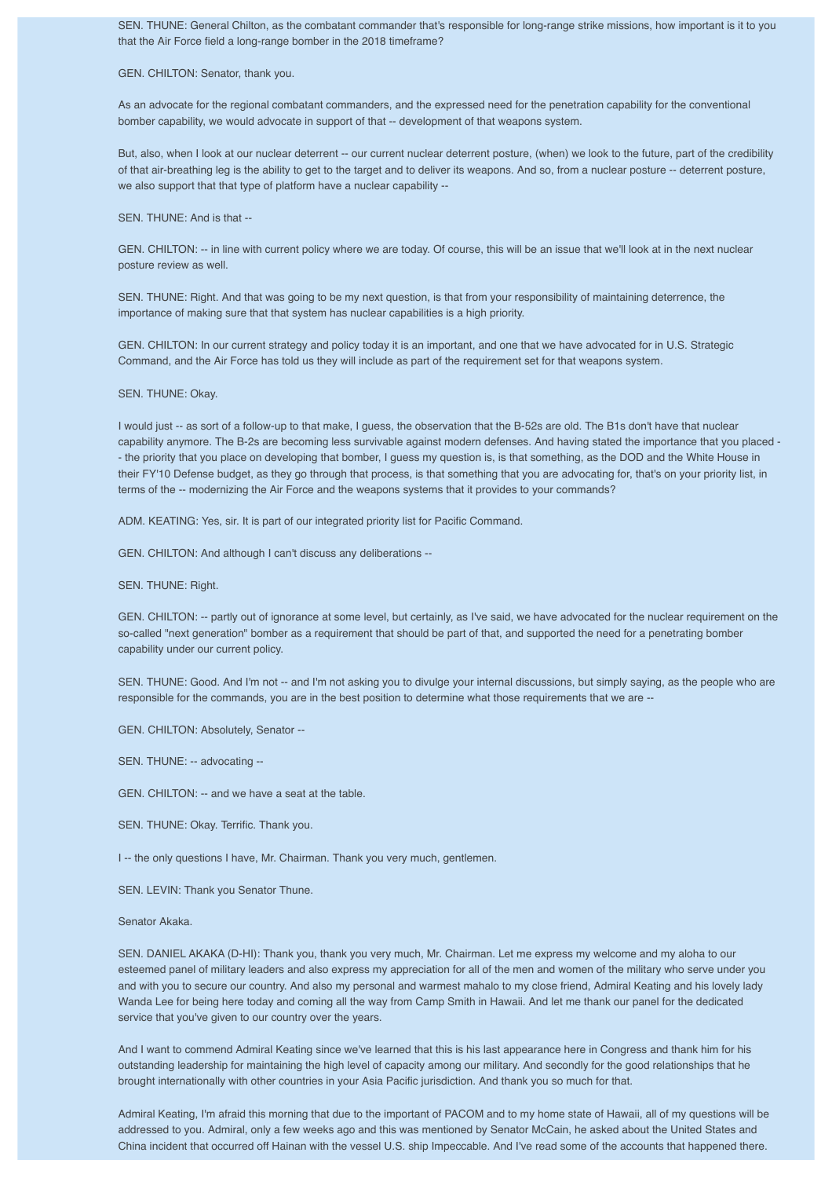SEN. THUNE: General Chilton, as the combatant commander that's responsible for long-range strike missions, how important is it to you that the Air Force field a long-range bomber in the 2018 timeframe?

GEN. CHILTON: Senator, thank you.

As an advocate for the regional combatant commanders, and the expressed need for the penetration capability for the conventional bomber capability, we would advocate in support of that -- development of that weapons system.

But, also, when I look at our nuclear deterrent -- our current nuclear deterrent posture, (when) we look to the future, part of the credibility of that air-breathing leg is the ability to get to the target and to deliver its weapons. And so, from a nuclear posture -- deterrent posture, we also support that that type of platform have a nuclear capability --

SEN. THUNE: And is that --

GEN. CHILTON: -- in line with current policy where we are today. Of course, this will be an issue that we'll look at in the next nuclear posture review as well.

SEN. THUNE: Right. And that was going to be my next question, is that from your responsibility of maintaining deterrence, the importance of making sure that that system has nuclear capabilities is a high priority.

GEN. CHILTON: In our current strategy and policy today it is an important, and one that we have advocated for in U.S. Strategic Command, and the Air Force has told us they will include as part of the requirement set for that weapons system.

SEN. THUNE: Okay.

I would just -- as sort of a follow-up to that make, I guess, the observation that the B-52s are old. The B1s don't have that nuclear capability anymore. The B-2s are becoming less survivable against modern defenses. And having stated the importance that you placed -- the priority that you place on developing that bomber, I guess my question is, is that something, as the DOD and the White House in their FY'10 Defense budget, as they go through that process, is that something that you are advocating for, that's on your priority list, in terms of the -- modernizing the Air Force and the weapons systems that it provides to your commands?

ADM. KEATING: Yes, sir. It is part of our integrated priority list for Pacific Command.

GEN. CHILTON: And although I can't discuss any deliberations --

SEN. THUNE: Right.

GEN. CHILTON: -- partly out of ignorance at some level, but certainly, as I've said, we have advocated for the nuclear requirement on the so-called "next generation" bomber as a requirement that should be part of that, and supported the need for a penetrating bomber capability under our current policy.

SEN. THUNE: Good. And I'm not -- and I'm not asking you to divulge your internal discussions, but simply saying, as the people who are responsible for the commands, you are in the best position to determine what those requirements that we are --

GEN. CHILTON: Absolutely, Senator --

SEN. THUNE: -- advocating --

GEN. CHILTON: -- and we have a seat at the table.

SEN. THUNE: Okay. Terrific. Thank you.

I -- the only questions I have, Mr. Chairman. Thank you very much, gentlemen.

SEN. LEVIN: Thank you Senator Thune.

Senator Akaka.

SEN. DANIEL AKAKA (D-HI): Thank you, thank you very much, Mr. Chairman. Let me express my welcome and my aloha to our esteemed panel of military leaders and also express my appreciation for all of the men and women of the military who serve under you and with you to secure our country. And also my personal and warmest mahalo to my close friend, Admiral Keating and his lovely lady Wanda Lee for being here today and coming all the way from Camp Smith in Hawaii. And let me thank our panel for the dedicated service that you've given to our country over the years.

And I want to commend Admiral Keating since we've learned that this is his last appearance here in Congress and thank him for his outstanding leadership for maintaining the high level of capacity among our military. And secondly for the good relationships that he brought internationally with other countries in your Asia Pacific jurisdiction. And thank you so much for that.

Admiral Keating, I'm afraid this morning that due to the important of PACOM and to my home state of Hawaii, all of my questions will be addressed to you. Admiral, only a few weeks ago and this was mentioned by Senator McCain, he asked about the United States and China incident that occurred off Hainan with the vessel U.S. ship Impeccable. And I've read some of the accounts that happened there.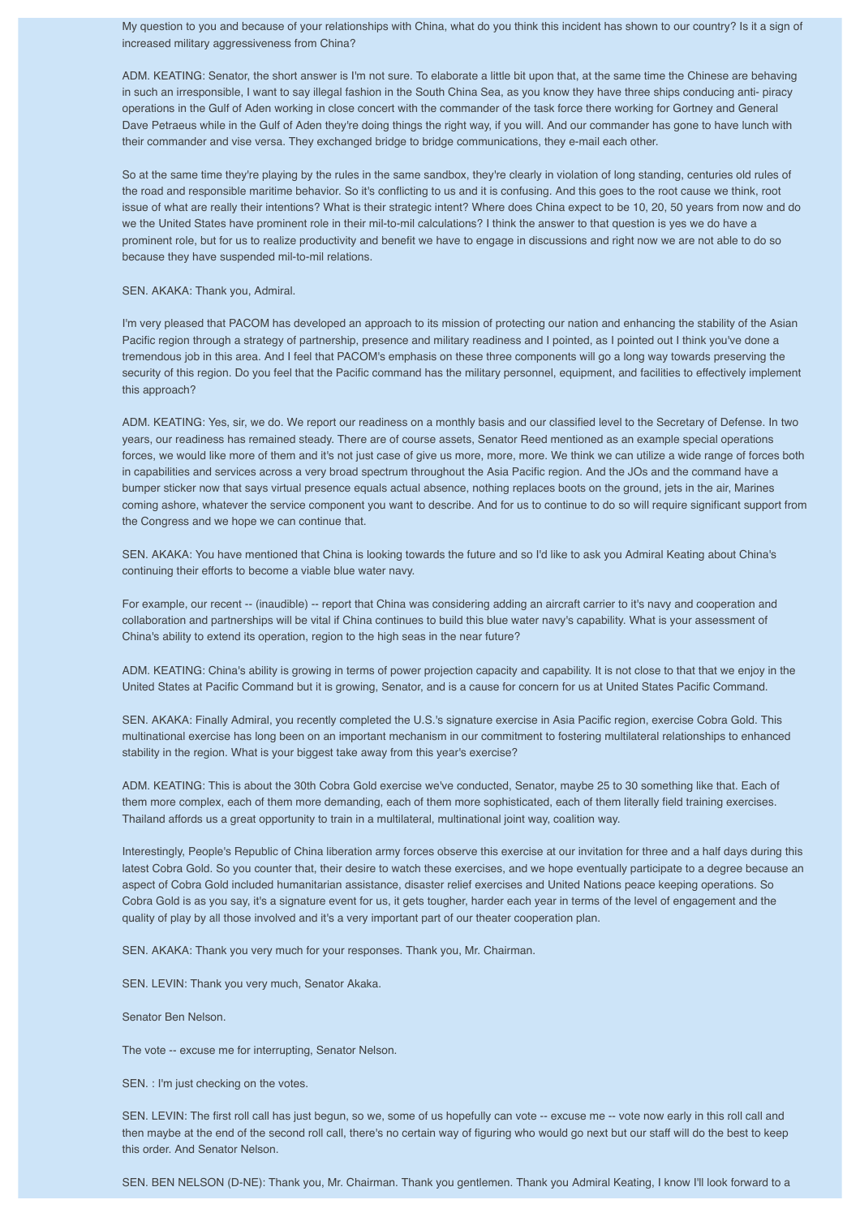My question to you and because of your relationships with China, what do you think this incident has shown to our country? Is it a sign of increased military aggressiveness from China?

ADM. KEATING: Senator, the short answer is I'm not sure. To elaborate a little bit upon that, at the same time the Chinese are behaving in such an irresponsible, I want to say illegal fashion in the South China Sea, as you know they have three ships conducing anti- piracy operations in the Gulf of Aden working in close concert with the commander of the task force there working for Gortney and General Dave Petraeus while in the Gulf of Aden they're doing things the right way, if you will. And our commander has gone to have lunch with their commander and vise versa. They exchanged bridge to bridge communications, they e-mail each other.

So at the same time they're playing by the rules in the same sandbox, they're clearly in violation of long standing, centuries old rules of the road and responsible maritime behavior. So it's conflicting to us and it is confusing. And this goes to the root cause we think, root issue of what are really their intentions? What is their strategic intent? Where does China expect to be 10, 20, 50 years from now and do we the United States have prominent role in their mil-to-mil calculations? I think the answer to that question is yes we do have a prominent role, but for us to realize productivity and benefit we have to engage in discussions and right now we are not able to do so because they have suspended mil-to-mil relations.

SEN. AKAKA: Thank you, Admiral.

I'm very pleased that PACOM has developed an approach to its mission of protecting our nation and enhancing the stability of the Asian Pacific region through a strategy of partnership, presence and military readiness and I pointed, as I pointed out I think you've done a tremendous job in this area. And I feel that PACOM's emphasis on these three components will go a long way towards preserving the security of this region. Do you feel that the Pacific command has the military personnel, equipment, and facilities to effectively implement this approach?

ADM. KEATING: Yes, sir, we do. We report our readiness on a monthly basis and our classified level to the Secretary of Defense. In two years, our readiness has remained steady. There are of course assets, Senator Reed mentioned as an example special operations forces, we would like more of them and it's not just case of give us more, more, more. We think we can utilize a wide range of forces both in capabilities and services across a very broad spectrum throughout the Asia Pacific region. And the JOs and the command have a bumper sticker now that says virtual presence equals actual absence, nothing replaces boots on the ground, jets in the air, Marines coming ashore, whatever the service component you want to describe. And for us to continue to do so will require significant support from the Congress and we hope we can continue that.

SEN. AKAKA: You have mentioned that China is looking towards the future and so I'd like to ask you Admiral Keating about China's continuing their efforts to become a viable blue water navy.

For example, our recent -- (inaudible) -- report that China was considering adding an aircraft carrier to it's navy and cooperation and collaboration and partnerships will be vital if China continues to build this blue water navy's capability. What is your assessment of China's ability to extend its operation, region to the high seas in the near future?

ADM. KEATING: China's ability is growing in terms of power projection capacity and capability. It is not close to that that we enjoy in the United States at Pacific Command but it is growing, Senator, and is a cause for concern for us at United States Pacific Command.

SEN. AKAKA: Finally Admiral, you recently completed the U.S.'s signature exercise in Asia Pacific region, exercise Cobra Gold. This multinational exercise has long been on an important mechanism in our commitment to fostering multilateral relationships to enhanced stability in the region. What is your biggest take away from this year's exercise?

ADM. KEATING: This is about the 30th Cobra Gold exercise we've conducted, Senator, maybe 25 to 30 something like that. Each of them more complex, each of them more demanding, each of them more sophisticated, each of them literally field training exercises. Thailand affords us a great opportunity to train in a multilateral, multinational joint way, coalition way.

Interestingly, People's Republic of China liberation army forces observe this exercise at our invitation for three and a half days during this latest Cobra Gold. So you counter that, their desire to watch these exercises, and we hope eventually participate to a degree because an aspect of Cobra Gold included humanitarian assistance, disaster relief exercises and United Nations peace keeping operations. So Cobra Gold is as you say, it's a signature event for us, it gets tougher, harder each year in terms of the level of engagement and the quality of play by all those involved and it's a very important part of our theater cooperation plan.

SEN. AKAKA: Thank you very much for your responses. Thank you, Mr. Chairman.

SEN. LEVIN: Thank you very much, Senator Akaka.

Senator Ben Nelson.

The vote -- excuse me for interrupting, Senator Nelson.

SEN. : I'm just checking on the votes.

SEN. LEVIN: The first roll call has just begun, so we, some of us hopefully can vote -- excuse me -- vote now early in this roll call and then maybe at the end of the second roll call, there's no certain way of figuring who would go next but our staff will do the best to keep this order. And Senator Nelson.

SEN. BEN NELSON (D-NE): Thank you, Mr. Chairman. Thank you gentlemen. Thank you Admiral Keating, I know I'll look forward to a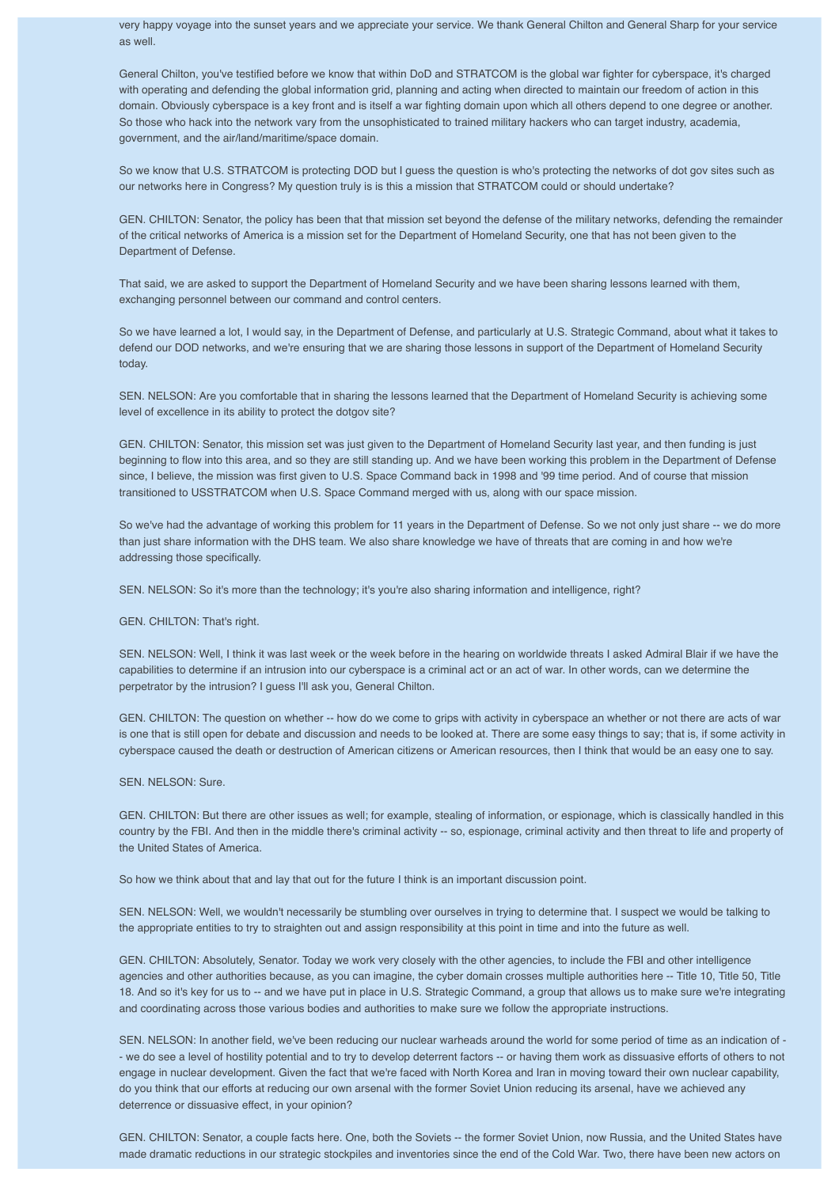very happy voyage into the sunset years and we appreciate your service. We thank General Chilton and General Sharp for your service as well.

General Chilton, you've testified before we know that within DoD and STRATCOM is the global war fighter for cyberspace, it's charged with operating and defending the global information grid, planning and acting when directed to maintain our freedom of action in this domain. Obviously cyberspace is a key front and is itself a war fighting domain upon which all others depend to one degree or another. So those who hack into the network vary from the unsophisticated to trained military hackers who can target industry, academia, government, and the air/land/maritime/space domain.

So we know that U.S. STRATCOM is protecting DOD but I guess the question is who's protecting the networks of dot gov sites such as our networks here in Congress? My question truly is is this a mission that STRATCOM could or should undertake?

GEN. CHILTON: Senator, the policy has been that that mission set beyond the defense of the military networks, defending the remainder of the critical networks of America is a mission set for the Department of Homeland Security, one that has not been given to the Department of Defense.

That said, we are asked to support the Department of Homeland Security and we have been sharing lessons learned with them, exchanging personnel between our command and control centers.

So we have learned a lot, I would say, in the Department of Defense, and particularly at U.S. Strategic Command, about what it takes to defend our DOD networks, and we're ensuring that we are sharing those lessons in support of the Department of Homeland Security today.

SEN. NELSON: Are you comfortable that in sharing the lessons learned that the Department of Homeland Security is achieving some level of excellence in its ability to protect the dotgov site?

GEN. CHILTON: Senator, this mission set was just given to the Department of Homeland Security last year, and then funding is just beginning to flow into this area, and so they are still standing up. And we have been working this problem in the Department of Defense since, I believe, the mission was first given to U.S. Space Command back in 1998 and '99 time period. And of course that mission transitioned to USSTRATCOM when U.S. Space Command merged with us, along with our space mission.

So we've had the advantage of working this problem for 11 years in the Department of Defense. So we not only just share -- we do more than just share information with the DHS team. We also share knowledge we have of threats that are coming in and how we're addressing those specifically.

SEN. NELSON: So it's more than the technology; it's you're also sharing information and intelligence, right?

GEN. CHILTON: That's right.

SEN. NELSON: Well, I think it was last week or the week before in the hearing on worldwide threats I asked Admiral Blair if we have the capabilities to determine if an intrusion into our cyberspace is a criminal act or an act of war. In other words, can we determine the perpetrator by the intrusion? I guess I'll ask you, General Chilton.

GEN. CHILTON: The question on whether -- how do we come to grips with activity in cyberspace an whether or not there are acts of war is one that is still open for debate and discussion and needs to be looked at. There are some easy things to say; that is, if some activity in cyberspace caused the death or destruction of American citizens or American resources, then I think that would be an easy one to say.

SEN. NELSON: Sure.

GEN. CHILTON: But there are other issues as well; for example, stealing of information, or espionage, which is classically handled in this country by the FBI. And then in the middle there's criminal activity -- so, espionage, criminal activity and then threat to life and property of the United States of America.

So how we think about that and lay that out for the future I think is an important discussion point.

SEN. NELSON: Well, we wouldn't necessarily be stumbling over ourselves in trying to determine that. I suspect we would be talking to the appropriate entities to try to straighten out and assign responsibility at this point in time and into the future as well.

GEN. CHILTON: Absolutely, Senator. Today we work very closely with the other agencies, to include the FBI and other intelligence agencies and other authorities because, as you can imagine, the cyber domain crosses multiple authorities here -- Title 10, Title 50, Title 18. And so it's key for us to -- and we have put in place in U.S. Strategic Command, a group that allows us to make sure we're integrating and coordinating across those various bodies and authorities to make sure we follow the appropriate instructions.

SEN. NELSON: In another field, we've been reducing our nuclear warheads around the world for some period of time as an indication of -- we do see a level of hostility potential and to try to develop deterrent factors -- or having them work as dissuasive efforts of others to not engage in nuclear development. Given the fact that we're faced with North Korea and Iran in moving toward their own nuclear capability, do you think that our efforts at reducing our own arsenal with the former Soviet Union reducing its arsenal, have we achieved any deterrence or dissuasive effect, in your opinion?

GEN. CHILTON: Senator, a couple facts here. One, both the Soviets -- the former Soviet Union, now Russia, and the United States have made dramatic reductions in our strategic stockpiles and inventories since the end of the Cold War. Two, there have been new actors on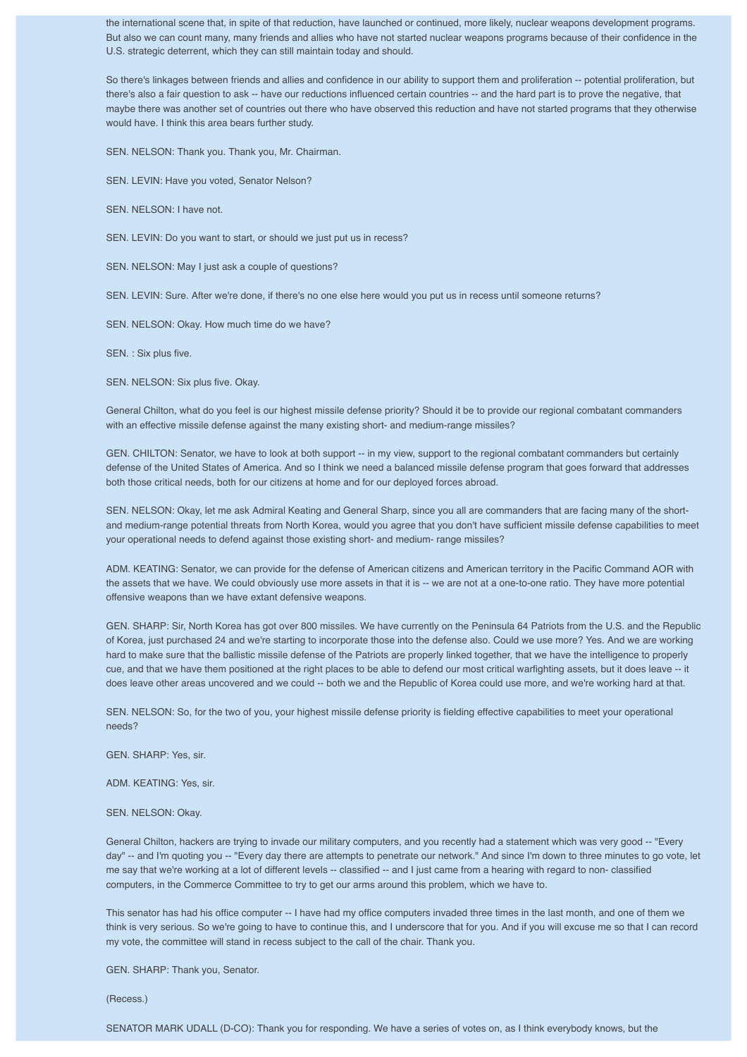the international scene that, in spite of that reduction, have launched or continued, more likely, nuclear weapons development programs. But also we can count many, many friends and allies who have not started nuclear weapons programs because of their confidence in the U.S. strategic deterrent, which they can still maintain today and should.

So there's linkages between friends and allies and confidence in our ability to support them and proliferation -- potential proliferation, but there's also a fair question to ask -- have our reductions influenced certain countries -- and the hard part is to prove the negative, that maybe there was another set of countries out there who have observed this reduction and have not started programs that they otherwise would have. I think this area bears further study.

SEN. NELSON: Thank you. Thank you, Mr. Chairman.

SEN. LEVIN: Have you voted, Senator Nelson?

SEN. NELSON: I have not.

SEN. LEVIN: Do you want to start, or should we just put us in recess?

SEN. NELSON: May I just ask a couple of questions?

SEN. LEVIN: Sure. After we're done, if there's no one else here would you put us in recess until someone returns?

SEN. NELSON: Okay. How much time do we have?

SEN. : Six plus five.

SEN. NELSON: Six plus five. Okay.

General Chilton, what do you feel is our highest missile defense priority? Should it be to provide our regional combatant commanders with an effective missile defense against the many existing short- and medium-range missiles?

GEN. CHILTON: Senator, we have to look at both support -- in my view, support to the regional combatant commanders but certainly defense of the United States of America. And so I think we need a balanced missile defense program that goes forward that addresses both those critical needs, both for our citizens at home and for our deployed forces abroad.

SEN. NELSON: Okay, let me ask Admiral Keating and General Sharp, since you all are commanders that are facing many of the short- and medium-range potential threats from North Korea, would you agree that you don't have sufficient missile defense capabilities to meet your operational needs to defend against those existing short- and medium- range missiles?

ADM. KEATING: Senator, we can provide for the defense of American citizens and American territory in the Pacific Command AOR with the assets that we have. We could obviously use more assets in that it is -- we are not at a one-to-one ratio. They have more potential offensive weapons than we have extant defensive weapons.

GEN. SHARP: Sir, North Korea has got over 800 missiles. We have currently on the Peninsula 64 Patriots from the U.S. and the Republic of Korea, just purchased 24 and we're starting to incorporate those into the defense also. Could we use more? Yes. And we are working hard to make sure that the ballistic missile defense of the Patriots are properly linked together, that we have the intelligence to properly cue, and that we have them positioned at the right places to be able to defend our most critical warfighting assets, but it does leave -- it does leave other areas uncovered and we could -- both we and the Republic of Korea could use more, and we're working hard at that.

SEN. NELSON: So, for the two of you, your highest missile defense priority is fielding effective capabilities to meet your operational needs?

GEN. SHARP: Yes, sir.

ADM. KEATING: Yes, sir.

SEN. NELSON: Okay.

General Chilton, hackers are trying to invade our military computers, and you recently had a statement which was very good -- "Every day" -- and I'm quoting you -- "Every day there are attempts to penetrate our network." And since I'm down to three minutes to go vote, let me say that we're working at a lot of different levels -- classified -- and I just came from a hearing with regard to non- classified computers, in the Commerce Committee to try to get our arms around this problem, which we have to.

This senator has had his office computer -- I have had my office computers invaded three times in the last month, and one of them we think is very serious. So we're going to have to continue this, and I underscore that for you. And if you will excuse me so that I can record my vote, the committee will stand in recess subject to the call of the chair. Thank you.

GEN. SHARP: Thank you, Senator.

(Recess.)

SENATOR MARK UDALL (D-CO): Thank you for responding. We have a series of votes on, as I think everybody knows, but the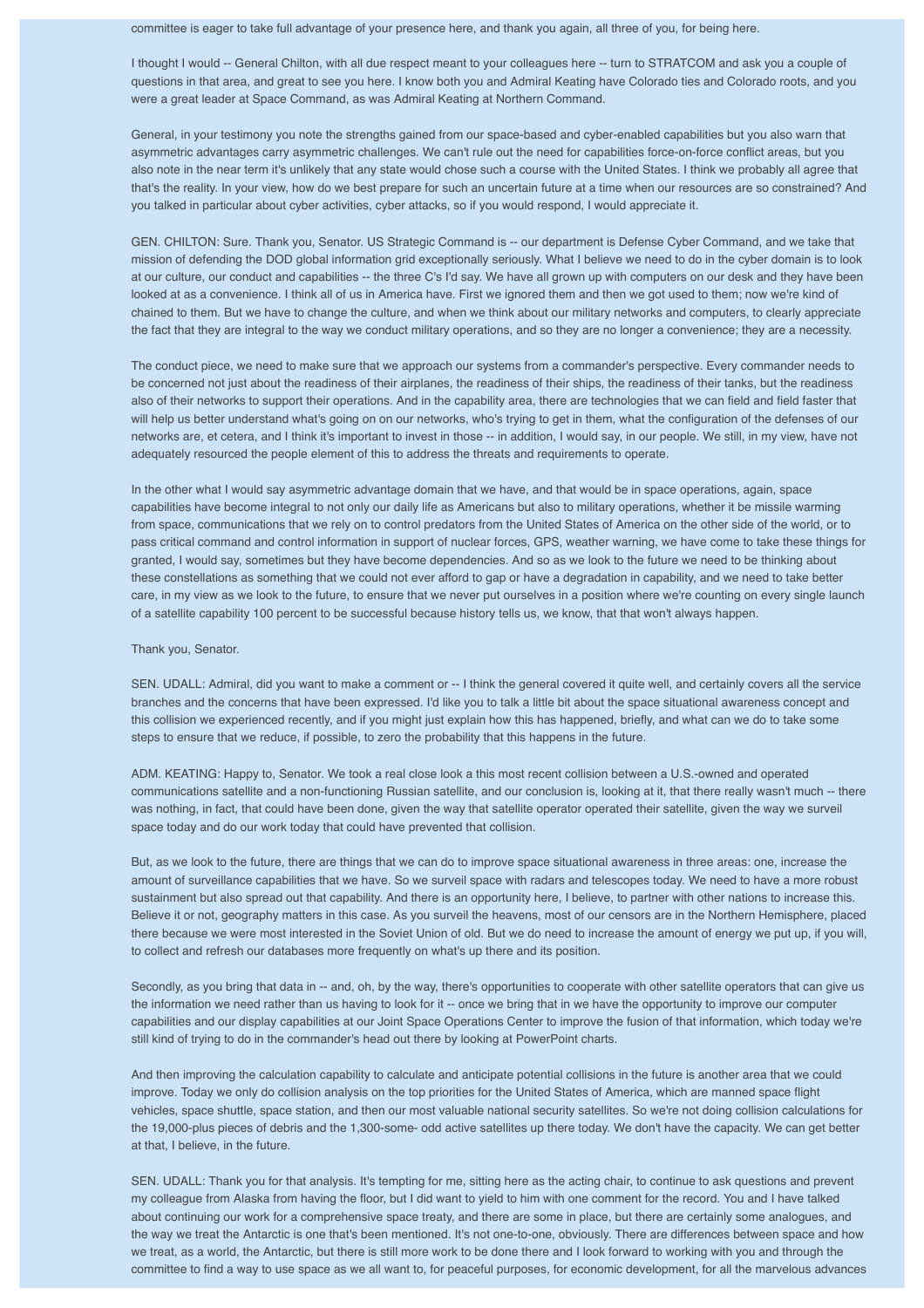committee is eager to take full advantage of your presence here, and thank you again, all three of you, for being here.

I thought I would -- General Chilton, with all due respect meant to your colleagues here -- turn to STRATCOM and ask you a couple of questions in that area, and great to see you here. I know both you and Admiral Keating have Colorado ties and Colorado roots, and you were a great leader at Space Command, as was Admiral Keating at Northern Command.

General, in your testimony you note the strengths gained from our space-based and cyber-enabled capabilities but you also warn that asymmetric advantages carry asymmetric challenges. We can't rule out the need for capabilities force-on-force conflict areas, but you also note in the near term it's unlikely that any state would chose such a course with the United States. I think we probably all agree that that's the reality. In your view, how do we best prepare for such an uncertain future at a time when our resources are so constrained? And you talked in particular about cyber activities, cyber attacks, so if you would respond, I would appreciate it.

GEN. CHILTON: Sure. Thank you, Senator. US Strategic Command is -- our department is Defense Cyber Command, and we take that mission of defending the DOD global information grid exceptionally seriously. What I believe we need to do in the cyber domain is to look at our culture, our conduct and capabilities -- the three C's I'd say. We have all grown up with computers on our desk and they have been looked at as a convenience. I think all of us in America have. First we ignored them and then we got used to them; now we're kind of chained to them. But we have to change the culture, and when we think about our military networks and computers, to clearly appreciate the fact that they are integral to the way we conduct military operations, and so they are no longer a convenience; they are a necessity.

The conduct piece, we need to make sure that we approach our systems from a commander's perspective. Every commander needs to be concerned not just about the readiness of their airplanes, the readiness of their ships, the readiness of their tanks, but the readiness also of their networks to support their operations. And in the capability area, there are technologies that we can field and field faster that will help us better understand what's going on on our networks, who's trying to get in them, what the configuration of the defenses of our networks are, et cetera, and I think it's important to invest in those -- in addition, I would say, in our people. We still, in my view, have not adequately resourced the people element of this to address the threats and requirements to operate.

In the other what I would say asymmetric advantage domain that we have, and that would be in space operations, again, space capabilities have become integral to not only our daily life as Americans but also to military operations, whether it be missile warming from space, communications that we rely on to control predators from the United States of America on the other side of the world, or to pass critical command and control information in support of nuclear forces, GPS, weather warning, we have come to take these things for granted, I would say, sometimes but they have become dependencies. And so as we look to the future we need to be thinking about these constellations as something that we could not ever afford to gap or have a degradation in capability, and we need to take better care, in my view as we look to the future, to ensure that we never put ourselves in a position where we're counting on every single launch of a satellite capability 100 percent to be successful because history tells us, we know, that that won't always happen.

Thank you, Senator.

SEN. UDALL: Admiral, did you want to make a comment or -- I think the general covered it quite well, and certainly covers all the service branches and the concerns that have been expressed. I'd like you to talk a little bit about the space situational awareness concept and this collision we experienced recently, and if you might just explain how this has happened, briefly, and what can we do to take some steps to ensure that we reduce, if possible, to zero the probability that this happens in the future.

ADM. KEATING: Happy to, Senator. We took a real close look a this most recent collision between a U.S.-owned and operated communications satellite and a non-functioning Russian satellite, and our conclusion is, looking at it, that there really wasn't much -- there was nothing, in fact, that could have been done, given the way that satellite operator operated their satellite, given the way we surveil space today and do our work today that could have prevented that collision.

But, as we look to the future, there are things that we can do to improve space situational awareness in three areas: one, increase the amount of surveillance capabilities that we have. So we surveil space with radars and telescopes today. We need to have a more robust sustainment but also spread out that capability. And there is an opportunity here, I believe, to partner with other nations to increase this. Believe it or not, geography matters in this case. As you surveil the heavens, most of our censors are in the Northern Hemisphere, placed there because we were most interested in the Soviet Union of old. But we do need to increase the amount of energy we put up, if you will, to collect and refresh our databases more frequently on what's up there and its position.

Secondly, as you bring that data in -- and, oh, by the way, there's opportunities to cooperate with other satellite operators that can give us the information we need rather than us having to look for it -- once we bring that in we have the opportunity to improve our computer capabilities and our display capabilities at our Joint Space Operations Center to improve the fusion of that information, which today we're still kind of trying to do in the commander's head out there by looking at PowerPoint charts.

And then improving the calculation capability to calculate and anticipate potential collisions in the future is another area that we could improve. Today we only do collision analysis on the top priorities for the United States of America, which are manned space flight vehicles, space shuttle, space station, and then our most valuable national security satellites. So we're not doing collision calculations for the 19,000-plus pieces of debris and the 1,300-some- odd active satellites up there today. We don't have the capacity. We can get better at that, I believe, in the future.

SEN. UDALL: Thank you for that analysis. It's tempting for me, sitting here as the acting chair, to continue to ask questions and prevent my colleague from Alaska from having the floor, but I did want to yield to him with one comment for the record. You and I have talked about continuing our work for a comprehensive space treaty, and there are some in place, but there are certainly some analogues, and the way we treat the Antarctic is one that's been mentioned. It's not one-to-one, obviously. There are differences between space and how we treat, as a world, the Antarctic, but there is still more work to be done there and I look forward to working with you and through the committee to find a way to use space as we all want to, for peaceful purposes, for economic development, for all the marvelous advances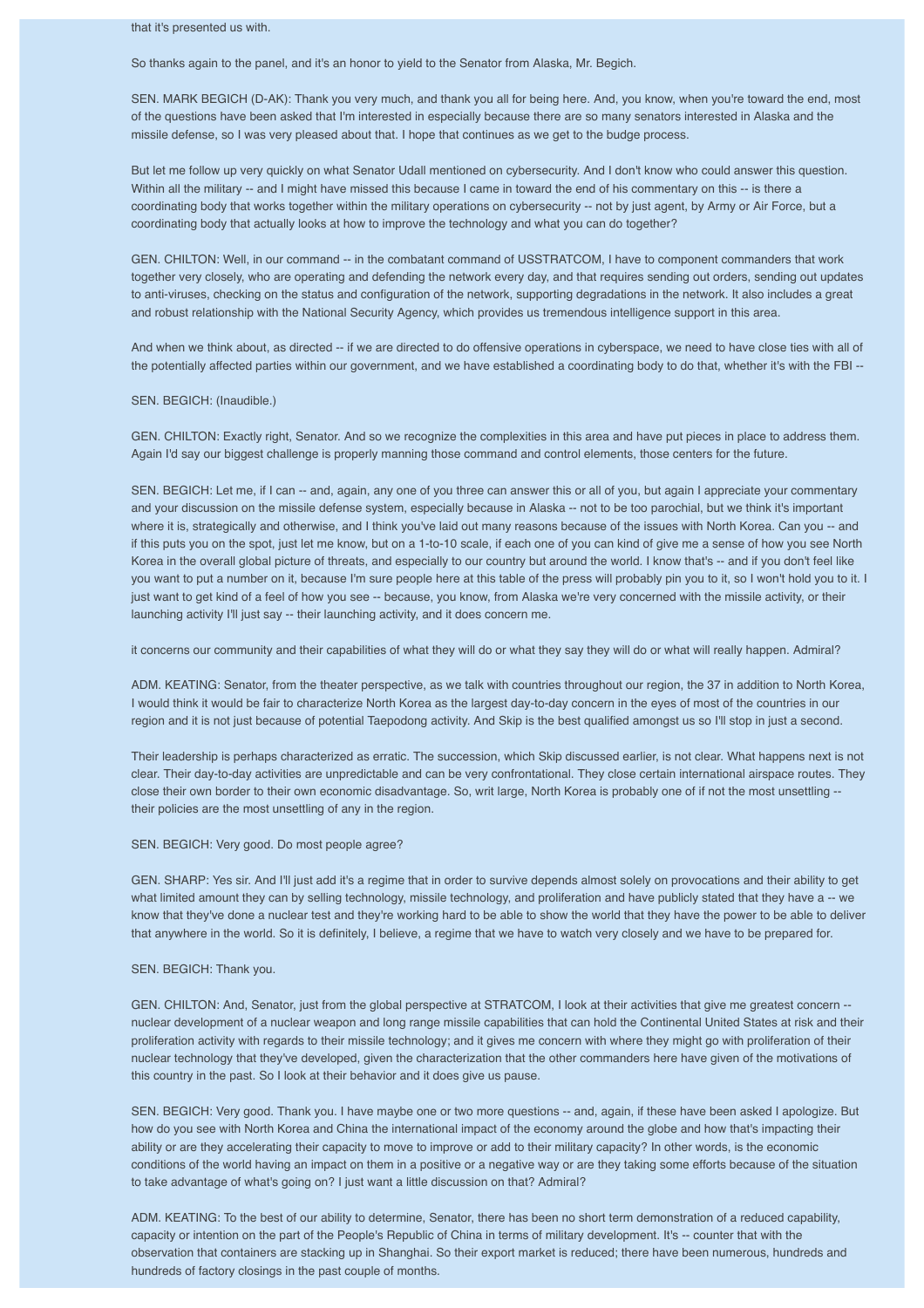that it's presented us with.

So thanks again to the panel, and it's an honor to yield to the Senator from Alaska, Mr. Begich.

SEN. MARK BEGICH (D-AK): Thank you very much, and thank you all for being here. And, you know, when you're toward the end, most of the questions have been asked that I'm interested in especially because there are so many senators interested in Alaska and the missile defense, so I was very pleased about that. I hope that continues as we get to the budge process.

But let me follow up very quickly on what Senator Udall mentioned on cybersecurity. And I don't know who could answer this question. Within all the military -- and I might have missed this because I came in toward the end of his commentary on this -- is there a coordinating body that works together within the military operations on cybersecurity -- not by just agent, by Army or Air Force, but a coordinating body that actually looks at how to improve the technology and what you can do together?

GEN. CHILTON: Well, in our command -- in the combatant command of USSTRATCOM, I have to component commanders that work together very closely, who are operating and defending the network every day, and that requires sending out orders, sending out updates to anti-viruses, checking on the status and configuration of the network, supporting degradations in the network. It also includes a great and robust relationship with the National Security Agency, which provides us tremendous intelligence support in this area.

And when we think about, as directed -- if we are directed to do offensive operations in cyberspace, we need to have close ties with all of the potentially affected parties within our government, and we have established a coordinating body to do that, whether it's with the FBI --

SEN. BEGICH: (Inaudible.)

GEN. CHILTON: Exactly right, Senator. And so we recognize the complexities in this area and have put pieces in place to address them. Again I'd say our biggest challenge is properly manning those command and control elements, those centers for the future.

SEN. BEGICH: Let me, if I can -- and, again, any one of you three can answer this or all of you, but again I appreciate your commentary and your discussion on the missile defense system, especially because in Alaska -- not to be too parochial, but we think it's important where it is, strategically and otherwise, and I think you've laid out many reasons because of the issues with North Korea. Can you -- and if this puts you on the spot, just let me know, but on a 1-to-10 scale, if each one of you can kind of give me a sense of how you see North Korea in the overall global picture of threats, and especially to our country but around the world. I know that's -- and if you don't feel like you want to put a number on it, because I'm sure people here at this table of the press will probably pin you to it, so I won't hold you to it. I just want to get kind of a feel of how you see -- because, you know, from Alaska we're very concerned with the missile activity, or their launching activity I'll just say -- their launching activity, and it does concern me.

it concerns our community and their capabilities of what they will do or what they say they will do or what will really happen. Admiral?

ADM. KEATING: Senator, from the theater perspective, as we talk with countries throughout our region, the 37 in addition to North Korea, I would think it would be fair to characterize North Korea as the largest day-to-day concern in the eyes of most of the countries in our region and it is not just because of potential Taepodong activity. And Skip is the best qualified amongst us so I'll stop in just a second.

Their leadership is perhaps characterized as erratic. The succession, which Skip discussed earlier, is not clear. What happens next is not clear. Their day-to-day activities are unpredictable and can be very confrontational. They close certain international airspace routes. They close their own border to their own economic disadvantage. So, writ large, North Korea is probably one of if not the most unsettling -- their policies are the most unsettling of any in the region.

SEN. BEGICH: Very good. Do most people agree?

GEN. SHARP: Yes sir. And I'll just add it's a regime that in order to survive depends almost solely on provocations and their ability to get what limited amount they can by selling technology, missile technology, and proliferation and have publicly stated that they have a -- we know that they've done a nuclear test and they're working hard to be able to show the world that they have the power to be able to deliver that anywhere in the world. So it is definitely, I believe, a regime that we have to watch very closely and we have to be prepared for.

SEN. BEGICH: Thank you.

GEN. CHILTON: And, Senator, just from the global perspective at STRATCOM, I look at their activities that give me greatest concern -- nuclear development of a nuclear weapon and long range missile capabilities that can hold the Continental United States at risk and their proliferation activity with regards to their missile technology; and it gives me concern with where they might go with proliferation of their nuclear technology that they've developed, given the characterization that the other commanders here have given of the motivations of this country in the past. So I look at their behavior and it does give us pause.

SEN. BEGICH: Very good. Thank you. I have maybe one or two more questions -- and, again, if these have been asked I apologize. But how do you see with North Korea and China the international impact of the economy around the globe and how that's impacting their ability or are they accelerating their capacity to move to improve or add to their military capacity? In other words, is the economic conditions of the world having an impact on them in a positive or a negative way or are they taking some efforts because of the situation to take advantage of what's going on? I just want a little discussion on that? Admiral?

ADM. KEATING: To the best of our ability to determine, Senator, there has been no short term demonstration of a reduced capability, capacity or intention on the part of the People's Republic of China in terms of military development. It's -- counter that with the observation that containers are stacking up in Shanghai. So their export market is reduced; there have been numerous, hundreds and hundreds of factory closings in the past couple of months.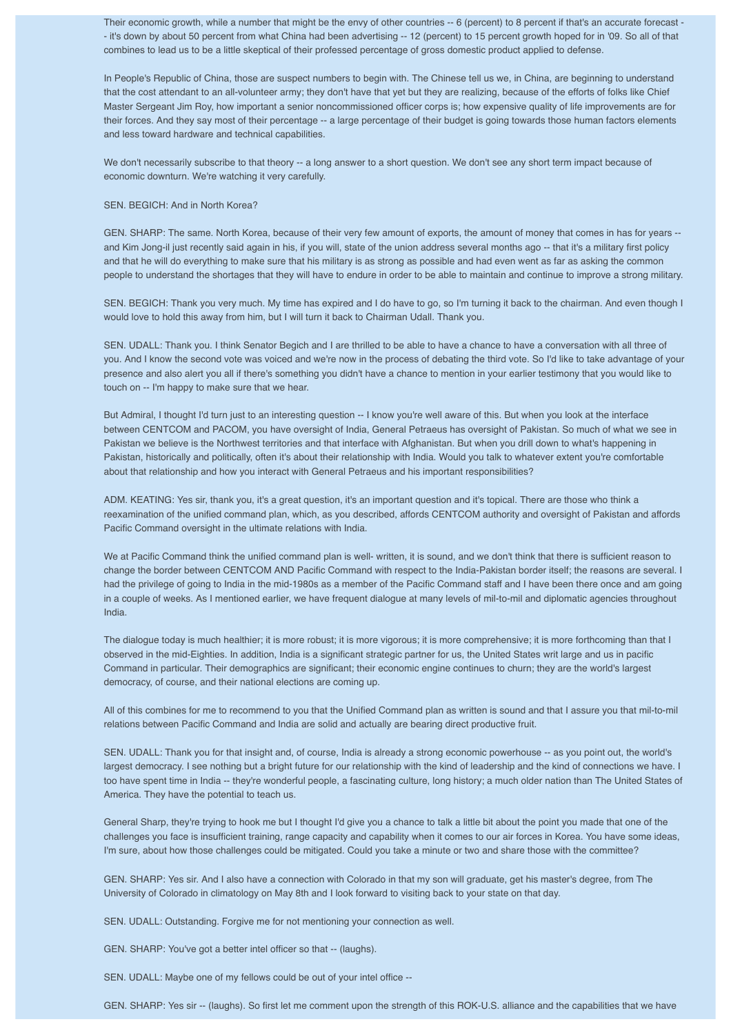Their economic growth, while a number that might be the envy of other countries -- 6 (percent) to 8 percent if that's an accurate forecast -- it's down by about 50 percent from what China had been advertising -- 12 (percent) to 15 percent growth hoped for in '09. So all of that combines to lead us to be a little skeptical of their professed percentage of gross domestic product applied to defense.

In People's Republic of China, those are suspect numbers to begin with. The Chinese tell us we, in China, are beginning to understand that the cost attendant to an all-volunteer army; they don't have that yet but they are realizing, because of the efforts of folks like Chief Master Sergeant Jim Roy, how important a senior noncommissioned officer corps is; how expensive quality of life improvements are for their forces. And they say most of their percentage -- a large percentage of their budget is going towards those human factors elements and less toward hardware and technical capabilities.

We don't necessarily subscribe to that theory -- a long answer to a short question. We don't see any short term impact because of economic downturn. We're watching it very carefully.

SEN. BEGICH: And in North Korea?

GEN. SHARP: The same. North Korea, because of their very few amount of exports, the amount of money that comes in has for years -- and Kim Jong-il just recently said again in his, if you will, state of the union address several months ago -- that it's a military first policy and that he will do everything to make sure that his military is as strong as possible and had even went as far as asking the common people to understand the shortages that they will have to endure in order to be able to maintain and continue to improve a strong military.

SEN. BEGICH: Thank you very much. My time has expired and I do have to go, so I'm turning it back to the chairman. And even though I would love to hold this away from him, but I will turn it back to Chairman Udall. Thank you.

SEN. UDALL: Thank you. I think Senator Begich and I are thrilled to be able to have a chance to have a conversation with all three of you. And I know the second vote was voiced and we're now in the process of debating the third vote. So I'd like to take advantage of your presence and also alert you all if there's something you didn't have a chance to mention in your earlier testimony that you would like to touch on -- I'm happy to make sure that we hear.

But Admiral, I thought I'd turn just to an interesting question -- I know you're well aware of this. But when you look at the interface between CENTCOM and PACOM, you have oversight of India, General Petraeus has oversight of Pakistan. So much of what we see in Pakistan we believe is the Northwest territories and that interface with Afghanistan. But when you drill down to what's happening in Pakistan, historically and politically, often it's about their relationship with India. Would you talk to whatever extent you're comfortable about that relationship and how you interact with General Petraeus and his important responsibilities?

ADM. KEATING: Yes sir, thank you, it's a great question, it's an important question and it's topical. There are those who think a reexamination of the unified command plan, which, as you described, affords CENTCOM authority and oversight of Pakistan and affords Pacific Command oversight in the ultimate relations with India.

We at Pacific Command think the unified command plan is well- written, it is sound, and we don't think that there is sufficient reason to change the border between CENTCOM AND Pacific Command with respect to the India-Pakistan border itself; the reasons are several. I had the privilege of going to India in the mid-1980s as a member of the Pacific Command staff and I have been there once and am going in a couple of weeks. As I mentioned earlier, we have frequent dialogue at many levels of mil-to-mil and diplomatic agencies throughout India.

The dialogue today is much healthier; it is more robust; it is more vigorous; it is more comprehensive; it is more forthcoming than that I observed in the mid-Eighties. In addition, India is a significant strategic partner for us, the United States writ large and us in pacific Command in particular. Their demographics are significant; their economic engine continues to churn; they are the world's largest democracy, of course, and their national elections are coming up.

All of this combines for me to recommend to you that the Unified Command plan as written is sound and that I assure you that mil-to-mil relations between Pacific Command and India are solid and actually are bearing direct productive fruit.

SEN. UDALL: Thank you for that insight and, of course, India is already a strong economic powerhouse -- as you point out, the world's largest democracy. I see nothing but a bright future for our relationship with the kind of leadership and the kind of connections we have. I too have spent time in India -- they're wonderful people, a fascinating culture, long history; a much older nation than The United States of America. They have the potential to teach us.

General Sharp, they're trying to hook me but I thought I'd give you a chance to talk a little bit about the point you made that one of the challenges you face is insufficient training, range capacity and capability when it comes to our air forces in Korea. You have some ideas, I'm sure, about how those challenges could be mitigated. Could you take a minute or two and share those with the committee?

GEN. SHARP: Yes sir. And I also have a connection with Colorado in that my son will graduate, get his master's degree, from The University of Colorado in climatology on May 8th and I look forward to visiting back to your state on that day.

SEN. UDALL: Outstanding. Forgive me for not mentioning your connection as well.

GEN. SHARP: You've got a better intel officer so that -- (laughs).

SEN. UDALL: Maybe one of my fellows could be out of your intel office --

GEN. SHARP: Yes sir -- (laughs). So first let me comment upon the strength of this ROK-U.S. alliance and the capabilities that we have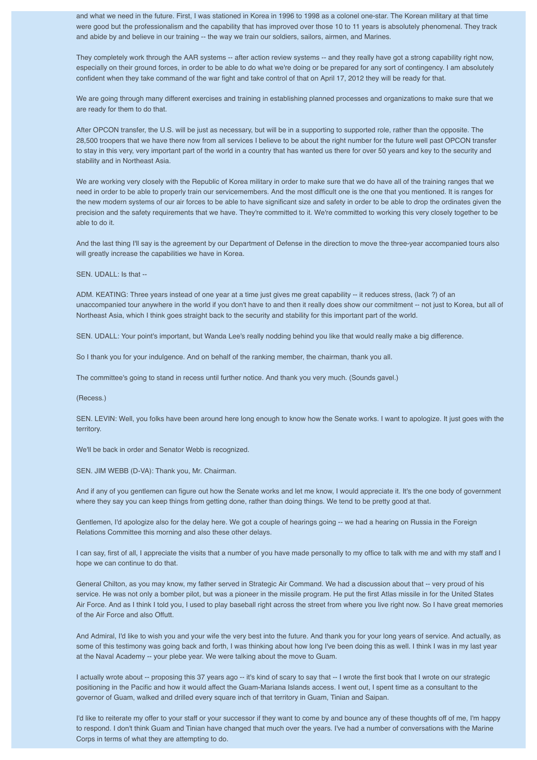and what we need in the future. First, I was stationed in Korea in 1996 to 1998 as a colonel one-star. The Korean military at that time were good but the professionalism and the capability that has improved over those 10 to 11 years is absolutely phenomenal. They track and abide by and believe in our training -- the way we train our soldiers, sailors, airmen, and Marines.

They completely work through the AAR systems -- after action review systems -- and they really have got a strong capability right now, especially on their ground forces, in order to be able to do what we're doing or be prepared for any sort of contingency. I am absolutely confident when they take command of the war fight and take control of that on April 17, 2012 they will be ready for that.

We are going through many different exercises and training in establishing planned processes and organizations to make sure that we are ready for them to do that.

After OPCON transfer, the U.S. will be just as necessary, but will be in a supporting to supported role, rather than the opposite. The 28,500 troopers that we have there now from all services I believe to be about the right number for the future well past OPCON transfer to stay in this very, very important part of the world in a country that has wanted us there for over 50 years and key to the security and stability and in Northeast Asia.

We are working very closely with the Republic of Korea military in order to make sure that we do have all of the training ranges that we need in order to be able to properly train our servicemembers. And the most difficult one is the one that you mentioned. It is ranges for the new modern systems of our air forces to be able to have significant size and safety in order to be able to drop the ordinates given the precision and the safety requirements that we have. They're committed to it. We're committed to working this very closely together to be able to do it.

And the last thing I'll say is the agreement by our Department of Defense in the direction to move the three-year accompanied tours also will greatly increase the capabilities we have in Korea.

SEN. UDALL: Is that --

ADM. KEATING: Three years instead of one year at a time just gives me great capability -- it reduces stress, (lack ?) of an unaccompanied tour anywhere in the world if you don't have to and then it really does show our commitment -- not just to Korea, but all of Northeast Asia, which I think goes straight back to the security and stability for this important part of the world.

SEN. UDALL: Your point's important, but Wanda Lee's really nodding behind you like that would really make a big difference.

So I thank you for your indulgence. And on behalf of the ranking member, the chairman, thank you all.

The committee's going to stand in recess until further notice. And thank you very much. (Sounds gavel.)

(Recess.)

SEN. LEVIN: Well, you folks have been around here long enough to know how the Senate works. I want to apologize. It just goes with the territory.

We'll be back in order and Senator Webb is recognized.

SEN. JIM WEBB (D-VA): Thank you, Mr. Chairman.

And if any of you gentlemen can figure out how the Senate works and let me know, I would appreciate it. It's the one body of government where they say you can keep things from getting done, rather than doing things. We tend to be pretty good at that.

Gentlemen, I'd apologize also for the delay here. We got a couple of hearings going -- we had a hearing on Russia in the Foreign Relations Committee this morning and also these other delays.

I can say, first of all, I appreciate the visits that a number of you have made personally to my office to talk with me and with my staff and I hope we can continue to do that.

General Chilton, as you may know, my father served in Strategic Air Command. We had a discussion about that -- very proud of his service. He was not only a bomber pilot, but was a pioneer in the missile program. He put the first Atlas missile in for the United States Air Force. And as I think I told you, I used to play baseball right across the street from where you live right now. So I have great memories of the Air Force and also Offutt.

And Admiral, I'd like to wish you and your wife the very best into the future. And thank you for your long years of service. And actually, as some of this testimony was going back and forth, I was thinking about how long I've been doing this as well. I think I was in my last year at the Naval Academy -- your plebe year. We were talking about the move to Guam.

I actually wrote about -- proposing this 37 years ago -- it's kind of scary to say that -- I wrote the first book that I wrote on our strategic positioning in the Pacific and how it would affect the Guam-Mariana Islands access. I went out, I spent time as a consultant to the governor of Guam, walked and drilled every square inch of that territory in Guam, Tinian and Saipan.

I'd like to reiterate my offer to your staff or your successor if they want to come by and bounce any of these thoughts off of me, I'm happy to respond. I don't think Guam and Tinian have changed that much over the years. I've had a number of conversations with the Marine Corps in terms of what they are attempting to do.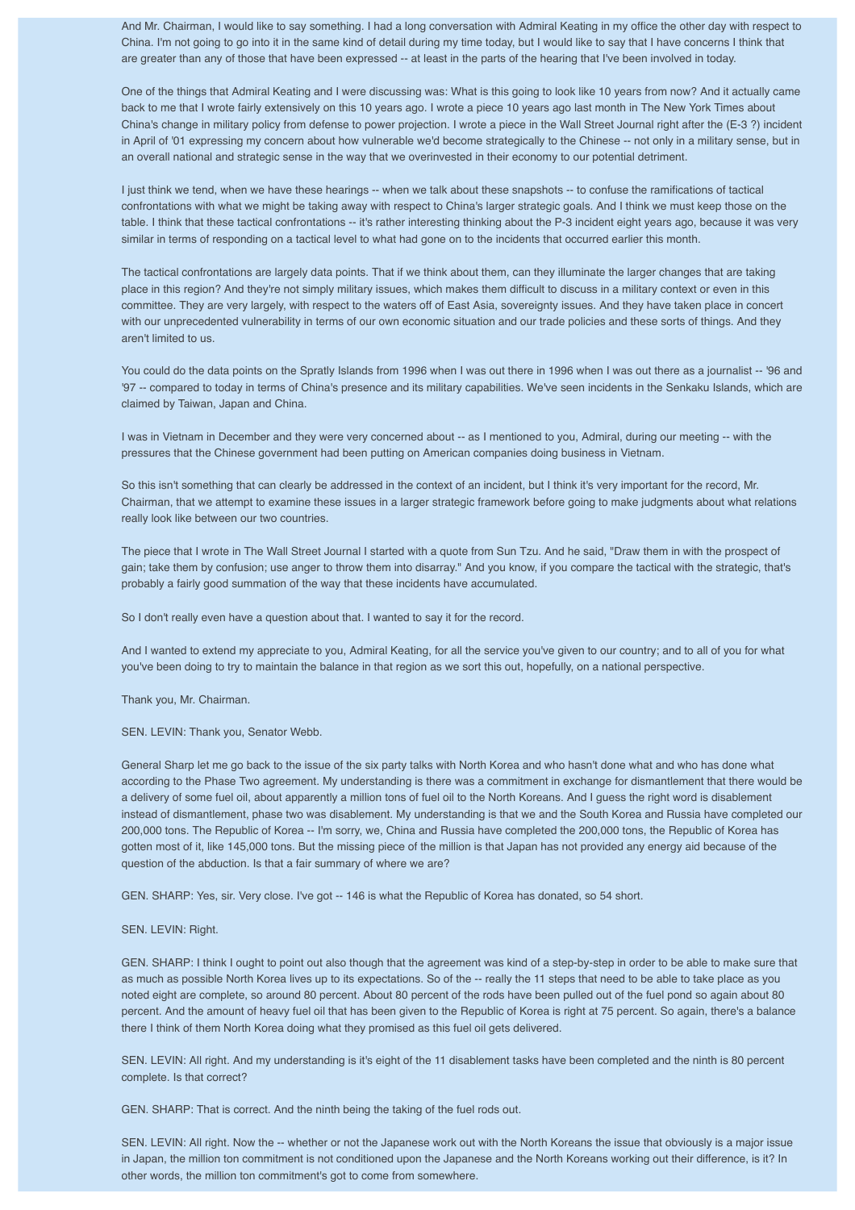And Mr. Chairman, I would like to say something. I had a long conversation with Admiral Keating in my office the other day with respect to China. I'm not going to go into it in the same kind of detail during my time today, but I would like to say that I have concerns I think that are greater than any of those that have been expressed -- at least in the parts of the hearing that I've been involved in today.

One of the things that Admiral Keating and I were discussing was: What is this going to look like 10 years from now? And it actually came back to me that I wrote fairly extensively on this 10 years ago. I wrote a piece 10 years ago last month in The New York Times about China's change in military policy from defense to power projection. I wrote a piece in the Wall Street Journal right after the (E-3 ?) incident in April of '01 expressing my concern about how vulnerable we'd become strategically to the Chinese -- not only in a military sense, but in an overall national and strategic sense in the way that we overinvested in their economy to our potential detriment.

I just think we tend, when we have these hearings -- when we talk about these snapshots -- to confuse the ramifications of tactical confrontations with what we might be taking away with respect to China's larger strategic goals. And I think we must keep those on the table. I think that these tactical confrontations -- it's rather interesting thinking about the P-3 incident eight years ago, because it was very similar in terms of responding on a tactical level to what had gone on to the incidents that occurred earlier this month.

The tactical confrontations are largely data points. That if we think about them, can they illuminate the larger changes that are taking place in this region? And they're not simply military issues, which makes them difficult to discuss in a military context or even in this committee. They are very largely, with respect to the waters off of East Asia, sovereignty issues. And they have taken place in concert with our unprecedented vulnerability in terms of our own economic situation and our trade policies and these sorts of things. And they aren't limited to us.

You could do the data points on the Spratly Islands from 1996 when I was out there in 1996 when I was out there as a journalist -- '96 and '97 -- compared to today in terms of China's presence and its military capabilities. We've seen incidents in the Senkaku Islands, which are claimed by Taiwan, Japan and China.

I was in Vietnam in December and they were very concerned about -- as I mentioned to you, Admiral, during our meeting -- with the pressures that the Chinese government had been putting on American companies doing business in Vietnam.

So this isn't something that can clearly be addressed in the context of an incident, but I think it's very important for the record, Mr. Chairman, that we attempt to examine these issues in a larger strategic framework before going to make judgments about what relations really look like between our two countries.

The piece that I wrote in The Wall Street Journal I started with a quote from Sun Tzu. And he said, "Draw them in with the prospect of gain; take them by confusion; use anger to throw them into disarray." And you know, if you compare the tactical with the strategic, that's probably a fairly good summation of the way that these incidents have accumulated.

So I don't really even have a question about that. I wanted to say it for the record.

And I wanted to extend my appreciate to you, Admiral Keating, for all the service you've given to our country; and to all of you for what you've been doing to try to maintain the balance in that region as we sort this out, hopefully, on a national perspective.

Thank you, Mr. Chairman.

SEN. LEVIN: Thank you, Senator Webb.

General Sharp let me go back to the issue of the six party talks with North Korea and who hasn't done what and who has done what according to the Phase Two agreement. My understanding is there was a commitment in exchange for dismantlement that there would be a delivery of some fuel oil, about apparently a million tons of fuel oil to the North Koreans. And I guess the right word is disablement instead of dismantlement, phase two was disablement. My understanding is that we and the South Korea and Russia have completed our 200,000 tons. The Republic of Korea -- I'm sorry, we, China and Russia have completed the 200,000 tons, the Republic of Korea has gotten most of it, like 145,000 tons. But the missing piece of the million is that Japan has not provided any energy aid because of the question of the abduction. Is that a fair summary of where we are?

GEN. SHARP: Yes, sir. Very close. I've got -- 146 is what the Republic of Korea has donated, so 54 short.

SEN. LEVIN: Right.

GEN. SHARP: I think I ought to point out also though that the agreement was kind of a step-by-step in order to be able to make sure that as much as possible North Korea lives up to its expectations. So of the -- really the 11 steps that need to be able to take place as you noted eight are complete, so around 80 percent. About 80 percent of the rods have been pulled out of the fuel pond so again about 80 percent. And the amount of heavy fuel oil that has been given to the Republic of Korea is right at 75 percent. So again, there's a balance there I think of them North Korea doing what they promised as this fuel oil gets delivered.

SEN. LEVIN: All right. And my understanding is it's eight of the 11 disablement tasks have been completed and the ninth is 80 percent complete. Is that correct?

GEN. SHARP: That is correct. And the ninth being the taking of the fuel rods out.

SEN. LEVIN: All right. Now the -- whether or not the Japanese work out with the North Koreans the issue that obviously is a major issue in Japan, the million ton commitment is not conditioned upon the Japanese and the North Koreans working out their difference, is it? In other words, the million ton commitment's got to come from somewhere.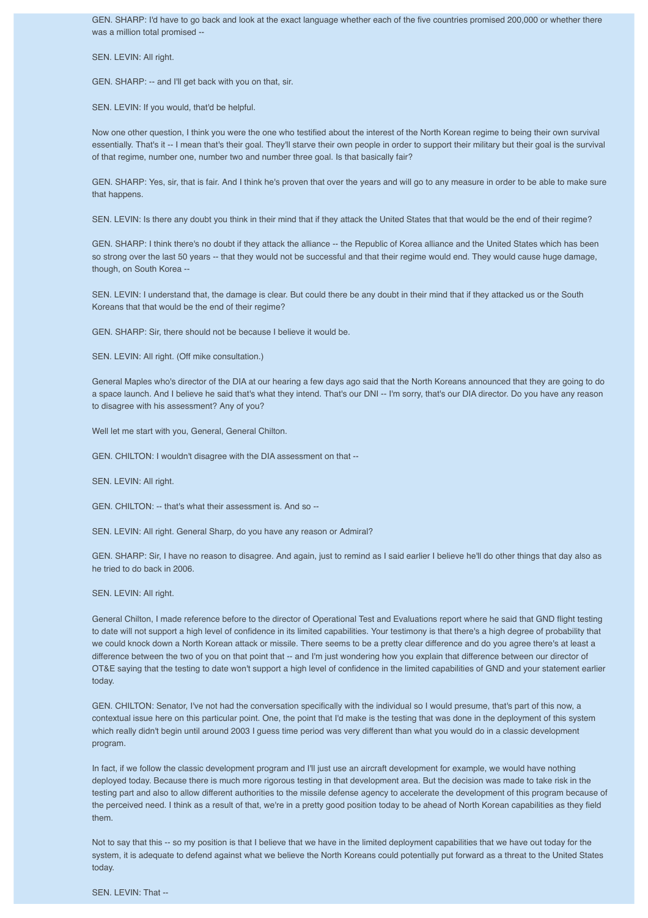GEN. SHARP: I'd have to go back and look at the exact language whether each of the five countries promised 200,000 or whether there was a million total promised --

SEN. LEVIN: All right.

GEN. SHARP: -- and I'll get back with you on that, sir.

SEN. LEVIN: If you would, that'd be helpful.

Now one other question, I think you were the one who testified about the interest of the North Korean regime to being their own survival essentially. That's it -- I mean that's their goal. They'll starve their own people in order to support their military but their goal is the survival of that regime, number one, number two and number three goal. Is that basically fair?

GEN. SHARP: Yes, sir, that is fair. And I think he's proven that over the years and will go to any measure in order to be able to make sure that happens.

SEN. LEVIN: Is there any doubt you think in their mind that if they attack the United States that that would be the end of their regime?

GEN. SHARP: I think there's no doubt if they attack the alliance -- the Republic of Korea alliance and the United States which has been so strong over the last 50 years -- that they would not be successful and that their regime would end. They would cause huge damage, though, on South Korea --

SEN. LEVIN: I understand that, the damage is clear. But could there be any doubt in their mind that if they attacked us or the South Koreans that that would be the end of their regime?

GEN. SHARP: Sir, there should not be because I believe it would be.

SEN. LEVIN: All right. (Off mike consultation.)

General Maples who's director of the DIA at our hearing a few days ago said that the North Koreans announced that they are going to do a space launch. And I believe he said that's what they intend. That's our DNI -- I'm sorry, that's our DIA director. Do you have any reason to disagree with his assessment? Any of you?

Well let me start with you, General, General Chilton.

GEN. CHILTON: I wouldn't disagree with the DIA assessment on that --

SEN. LEVIN: All right.

GEN. CHILTON: -- that's what their assessment is. And so --

SEN. LEVIN: All right. General Sharp, do you have any reason or Admiral?

GEN. SHARP: Sir, I have no reason to disagree. And again, just to remind as I said earlier I believe he'll do other things that day also as he tried to do back in 2006.

SEN. LEVIN: All right.

General Chilton, I made reference before to the director of Operational Test and Evaluations report where he said that GND flight testing to date will not support a high level of confidence in its limited capabilities. Your testimony is that there's a high degree of probability that we could knock down a North Korean attack or missile. There seems to be a pretty clear difference and do you agree there's at least a difference between the two of you on that point that -- and I'm just wondering how you explain that difference between our director of OT&E saying that the testing to date won't support a high level of confidence in the limited capabilities of GND and your statement earlier today.

GEN. CHILTON: Senator, I've not had the conversation specifically with the individual so I would presume, that's part of this now, a contextual issue here on this particular point. One, the point that I'd make is the testing that was done in the deployment of this system which really didn't begin until around 2003 I guess time period was very different than what you would do in a classic development program.

In fact, if we follow the classic development program and I'll just use an aircraft development for example, we would have nothing deployed today. Because there is much more rigorous testing in that development area. But the decision was made to take risk in the testing part and also to allow different authorities to the missile defense agency to accelerate the development of this program because of the perceived need. I think as a result of that, we're in a pretty good position today to be ahead of North Korean capabilities as they field them.

Not to say that this -- so my position is that I believe that we have in the limited deployment capabilities that we have out today for the system, it is adequate to defend against what we believe the North Koreans could potentially put forward as a threat to the United States today.

SEN. LEVIN: That --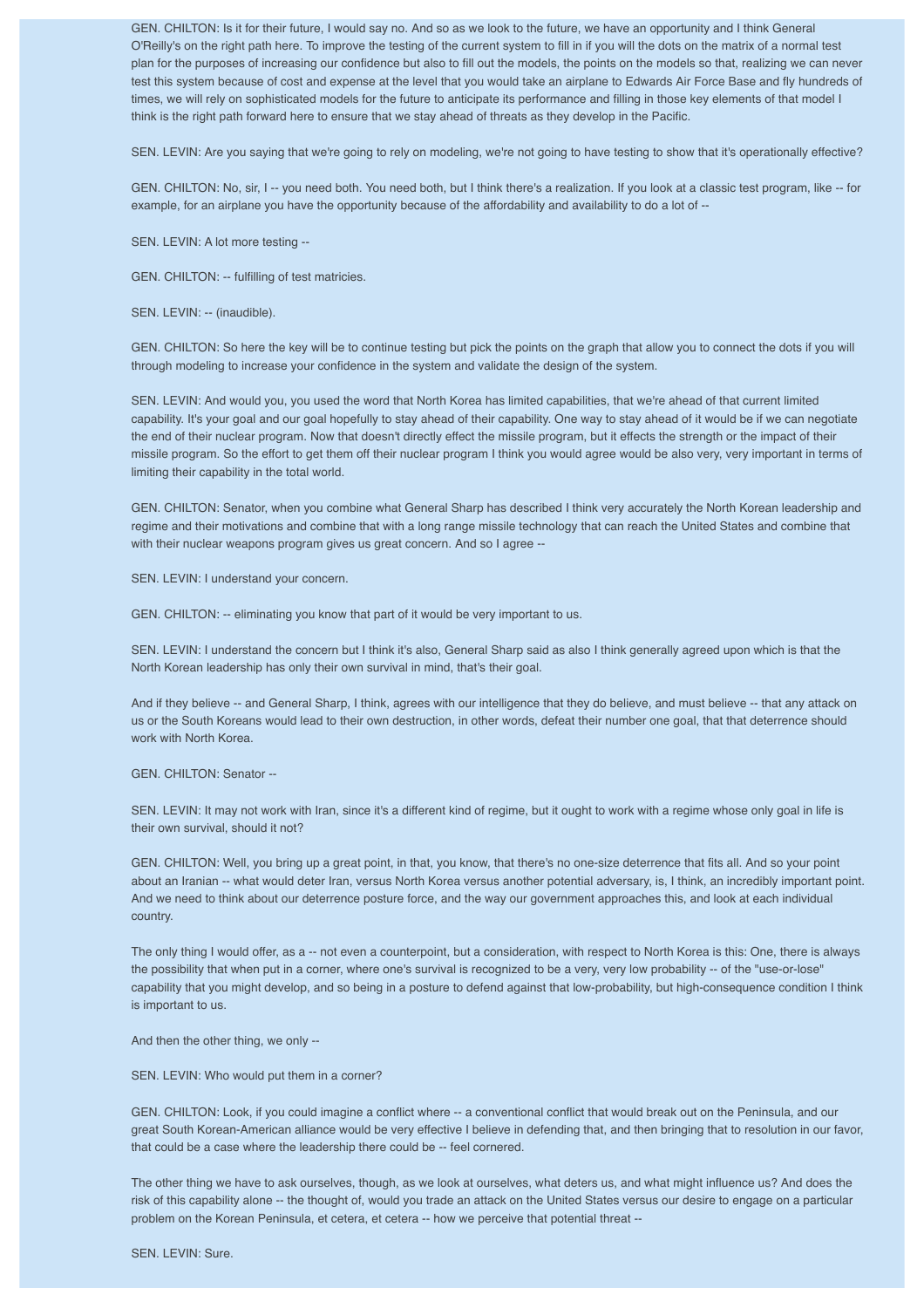GEN. CHILTON: Is it for their future, I would say no. And so as we look to the future, we have an opportunity and I think General O'Reilly's on the right path here. To improve the testing of the current system to fill in if you will the dots on the matrix of a normal test plan for the purposes of increasing our confidence but also to fill out the models, the points on the models so that, realizing we can never test this system because of cost and expense at the level that you would take an airplane to Edwards Air Force Base and fly hundreds of times, we will rely on sophisticated models for the future to anticipate its performance and filling in those key elements of that model I think is the right path forward here to ensure that we stay ahead of threats as they develop in the Pacific.

SEN. LEVIN: Are you saying that we're going to rely on modeling, we're not going to have testing to show that it's operationally effective?

GEN. CHILTON: No, sir, I -- you need both. You need both, but I think there's a realization. If you look at a classic test program, like -- for example, for an airplane you have the opportunity because of the affordability and availability to do a lot of --

SEN. LEVIN: A lot more testing --

GEN. CHILTON: -- fulfilling of test matricies.

SEN. LEVIN: -- (inaudible).

GEN. CHILTON: So here the key will be to continue testing but pick the points on the graph that allow you to connect the dots if you will through modeling to increase your confidence in the system and validate the design of the system.

SEN. LEVIN: And would you, you used the word that North Korea has limited capabilities, that we're ahead of that current limited capability. It's your goal and our goal hopefully to stay ahead of their capability. One way to stay ahead of it would be if we can negotiate the end of their nuclear program. Now that doesn't directly effect the missile program, but it effects the strength or the impact of their missile program. So the effort to get them off their nuclear program I think you would agree would be also very, very important in terms of limiting their capability in the total world.

GEN. CHILTON: Senator, when you combine what General Sharp has described I think very accurately the North Korean leadership and regime and their motivations and combine that with a long range missile technology that can reach the United States and combine that with their nuclear weapons program gives us great concern. And so I agree --

SEN. LEVIN: I understand your concern.

GEN. CHILTON: -- eliminating you know that part of it would be very important to us.

SEN. LEVIN: I understand the concern but I think it's also, General Sharp said as also I think generally agreed upon which is that the North Korean leadership has only their own survival in mind, that's their goal.

And if they believe -- and General Sharp, I think, agrees with our intelligence that they do believe, and must believe -- that any attack on us or the South Koreans would lead to their own destruction, in other words, defeat their number one goal, that that deterrence should work with North Korea.

GEN. CHILTON: Senator --

SEN. LEVIN: It may not work with Iran, since it's a different kind of regime, but it ought to work with a regime whose only goal in life is their own survival, should it not?

GEN. CHILTON: Well, you bring up a great point, in that, you know, that there's no one-size deterrence that fits all. And so your point about an Iranian -- what would deter Iran, versus North Korea versus another potential adversary, is, I think, an incredibly important point. And we need to think about our deterrence posture force, and the way our government approaches this, and look at each individual country.

The only thing I would offer, as a -- not even a counterpoint, but a consideration, with respect to North Korea is this: One, there is always the possibility that when put in a corner, where one's survival is recognized to be a very, very low probability -- of the "use-or-lose" capability that you might develop, and so being in a posture to defend against that low-probability, but high-consequence condition I think is important to us.

And then the other thing, we only --

SEN. LEVIN: Who would put them in a corner?

GEN. CHILTON: Look, if you could imagine a conflict where -- a conventional conflict that would break out on the Peninsula, and our great South Korean-American alliance would be very effective I believe in defending that, and then bringing that to resolution in our favor, that could be a case where the leadership there could be -- feel cornered.

The other thing we have to ask ourselves, though, as we look at ourselves, what deters us, and what might influence us? And does the risk of this capability alone -- the thought of, would you trade an attack on the United States versus our desire to engage on a particular problem on the Korean Peninsula, et cetera, et cetera -- how we perceive that potential threat --

SEN. LEVIN: Sure.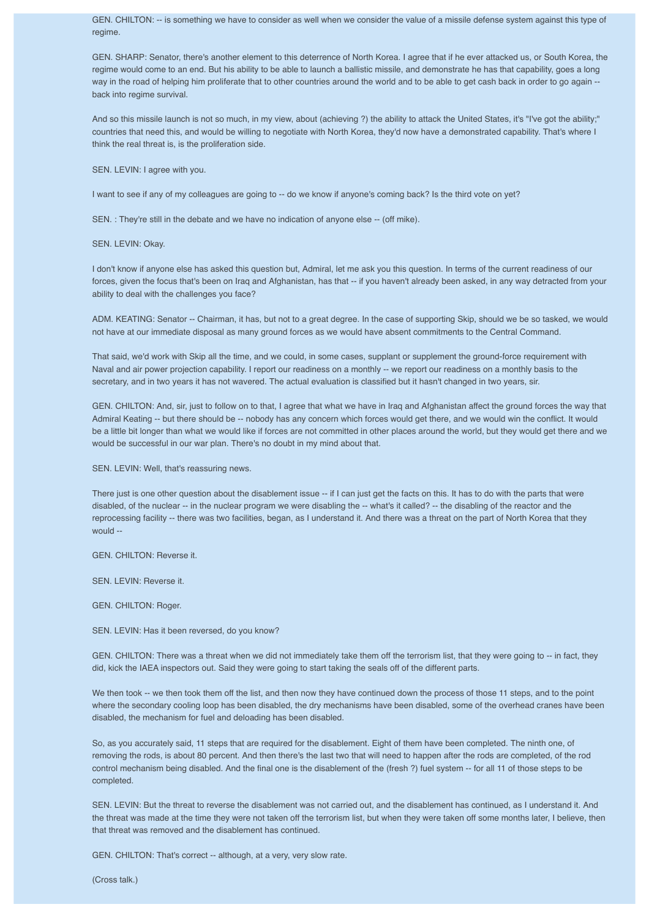GEN. CHILTON: -- is something we have to consider as well when we consider the value of a missile defense system against this type of regime.

GEN. SHARP: Senator, there's another element to this deterrence of North Korea. I agree that if he ever attacked us, or South Korea, the regime would come to an end. But his ability to be able to launch a ballistic missile, and demonstrate he has that capability, goes a long way in the road of helping him proliferate that to other countries around the world and to be able to get cash back in order to go again -- back into regime survival.

And so this missile launch is not so much, in my view, about (achieving ?) the ability to attack the United States, it's "I've got the ability;" countries that need this, and would be willing to negotiate with North Korea, they'd now have a demonstrated capability. That's where I think the real threat is, is the proliferation side.

SEN. LEVIN: I agree with you.

I want to see if any of my colleagues are going to -- do we know if anyone's coming back? Is the third vote on yet?

SEN. : They're still in the debate and we have no indication of anyone else -- (off mike).

SEN. LEVIN: Okay.

I don't know if anyone else has asked this question but, Admiral, let me ask you this question. In terms of the current readiness of our forces, given the focus that's been on Iraq and Afghanistan, has that -- if you haven't already been asked, in any way detracted from your ability to deal with the challenges you face?

ADM. KEATING: Senator -- Chairman, it has, but not to a great degree. In the case of supporting Skip, should we be so tasked, we would not have at our immediate disposal as many ground forces as we would have absent commitments to the Central Command.

That said, we'd work with Skip all the time, and we could, in some cases, supplant or supplement the ground-force requirement with Naval and air power projection capability. I report our readiness on a monthly -- we report our readiness on a monthly basis to the secretary, and in two years it has not wavered. The actual evaluation is classified but it hasn't changed in two years, sir.

GEN. CHILTON: And, sir, just to follow on to that, I agree that what we have in Iraq and Afghanistan affect the ground forces the way that Admiral Keating -- but there should be -- nobody has any concern which forces would get there, and we would win the conflict. It would be a little bit longer than what we would like if forces are not committed in other places around the world, but they would get there and we would be successful in our war plan. There's no doubt in my mind about that.

SEN. LEVIN: Well, that's reassuring news.

There just is one other question about the disablement issue -- if I can just get the facts on this. It has to do with the parts that were disabled, of the nuclear -- in the nuclear program we were disabling the -- what's it called? -- the disabling of the reactor and the reprocessing facility -- there was two facilities, began, as I understand it. And there was a threat on the part of North Korea that they would --

GEN. CHILTON: Reverse it.

SEN. LEVIN: Reverse it.

GEN. CHILTON: Roger.

SEN. LEVIN: Has it been reversed, do you know?

GEN. CHILTON: There was a threat when we did not immediately take them off the terrorism list, that they were going to -- in fact, they did, kick the IAEA inspectors out. Said they were going to start taking the seals off of the different parts.

We then took -- we then took them off the list, and then now they have continued down the process of those 11 steps, and to the point where the secondary cooling loop has been disabled, the dry mechanisms have been disabled, some of the overhead cranes have been disabled, the mechanism for fuel and deloading has been disabled.

So, as you accurately said, 11 steps that are required for the disablement. Eight of them have been completed. The ninth one, of removing the rods, is about 80 percent. And then there's the last two that will need to happen after the rods are completed, of the rod control mechanism being disabled. And the final one is the disablement of the (fresh ?) fuel system -- for all 11 of those steps to be completed.

SEN. LEVIN: But the threat to reverse the disablement was not carried out, and the disablement has continued, as I understand it. And the threat was made at the time they were not taken off the terrorism list, but when they were taken off some months later, I believe, then that threat was removed and the disablement has continued.

GEN. CHILTON: That's correct -- although, at a very, very slow rate.

(Cross talk.)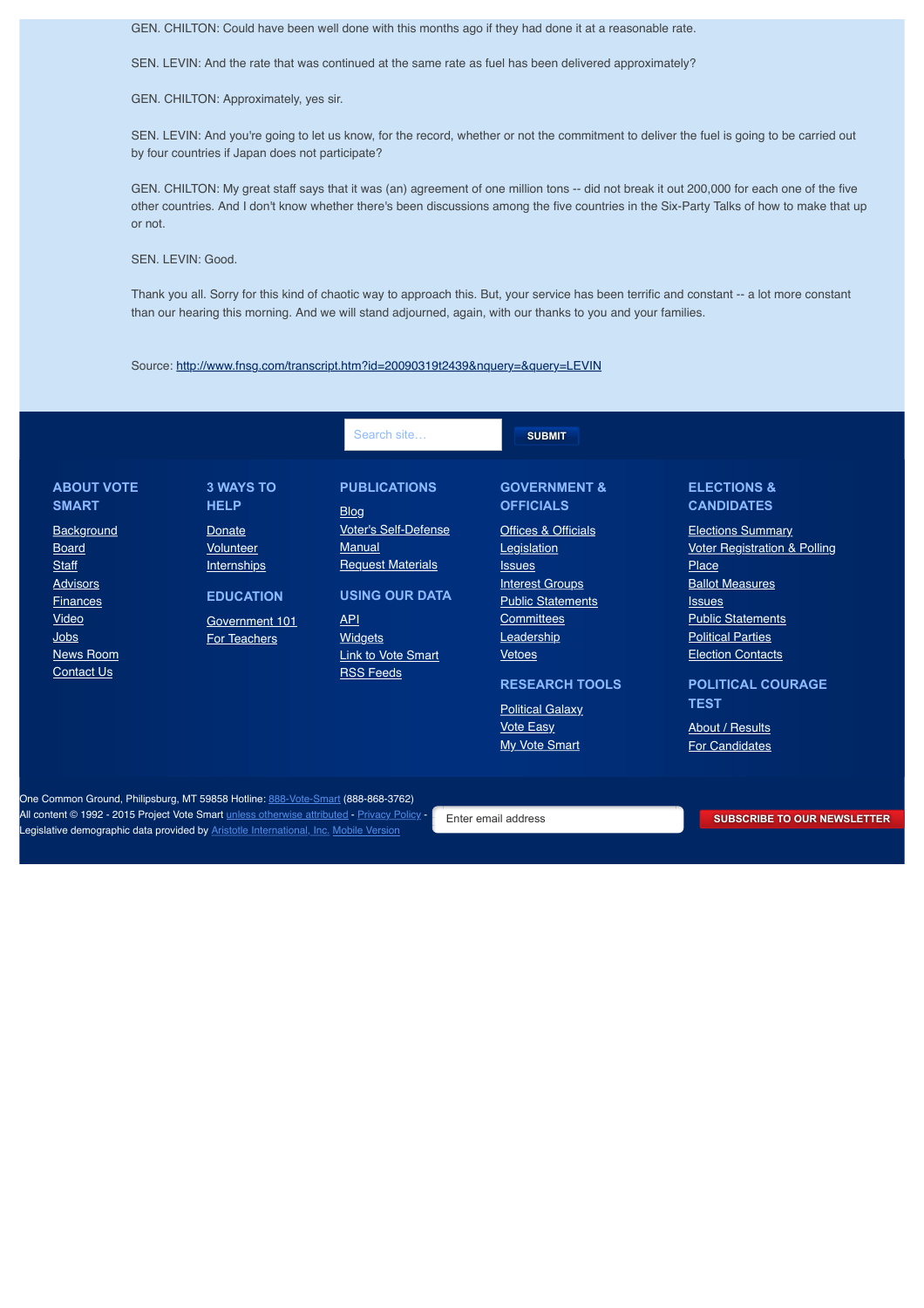GEN. CHILTON: Could have been well done with this months ago if they had done it at a reasonable rate.

SEN. LEVIN: And the rate that was continued at the same rate as fuel has been delivered approximately?

GEN. CHILTON: Approximately, yes sir.

SEN. LEVIN: And you're going to let us know, for the record, whether or not the commitment to deliver the fuel is going to be carried out by four countries if Japan does not participate?

GEN. CHILTON: My great staff says that it was (an) agreement of one million tons -- did not break it out 200,000 for each one of the five other countries. And I don't know whether there's been discussions among the five countries in the Six-Party Talks of how to make that up or not.

SEN. LEVIN: Good.

Thank you all. Sorry for this kind of chaotic way to approach this. But, your service has been terrific and constant -- a lot more constant than our hearing this morning. And we will stand adjourned, again, with our thanks to you and your families.

Source: http://www.fnsg.com/transcript.htm?id=20090319t2439&nquery=&query=LEVIN

Search site...

SUBMIT

**ABOUT VOTE SMART**

Background
Board
Staff
Advisors
Finances
Video
Jobs
News Room
Contact Us

**3 WAYS TO HELP**

Donate
Volunteer
Internships

**EDUCATION**

Government 101
For Teachers

**PUBLICATIONS**

Blog
Voter's Self-Defense Manual
Request Materials

**USING OUR DATA**

API
Widgets
Link to Vote Smart
RSS Feeds

**GOVERNMENT & OFFICIALS**

Offices & Officials
Legislation
Issues
Interest Groups
Public Statements
Committees
Leadership
Vetoes

**RESEARCH TOOLS**

Political Galaxy
Vote Easy
My Vote Smart

**ELECTIONS & CANDIDATES**

Elections Summary
Voter Registration & Polling Place
Ballot Measures
Issues
Public Statements
Political Parties
Election Contacts

**POLITICAL COURAGE TEST**

About / Results
For Candidates

One Common Ground, Philipsburg, MT 59858 Hotline: 888-Vote-Smart (888-868-3762)
All content © 1992 - 2015 Project Vote Smart unless otherwise attributed - Privacy Policy -
Legislative demographic data provided by Aristotle International, Inc. Mobile Version

Enter email address

SUBSCRIBE TO OUR NEWSLETTER